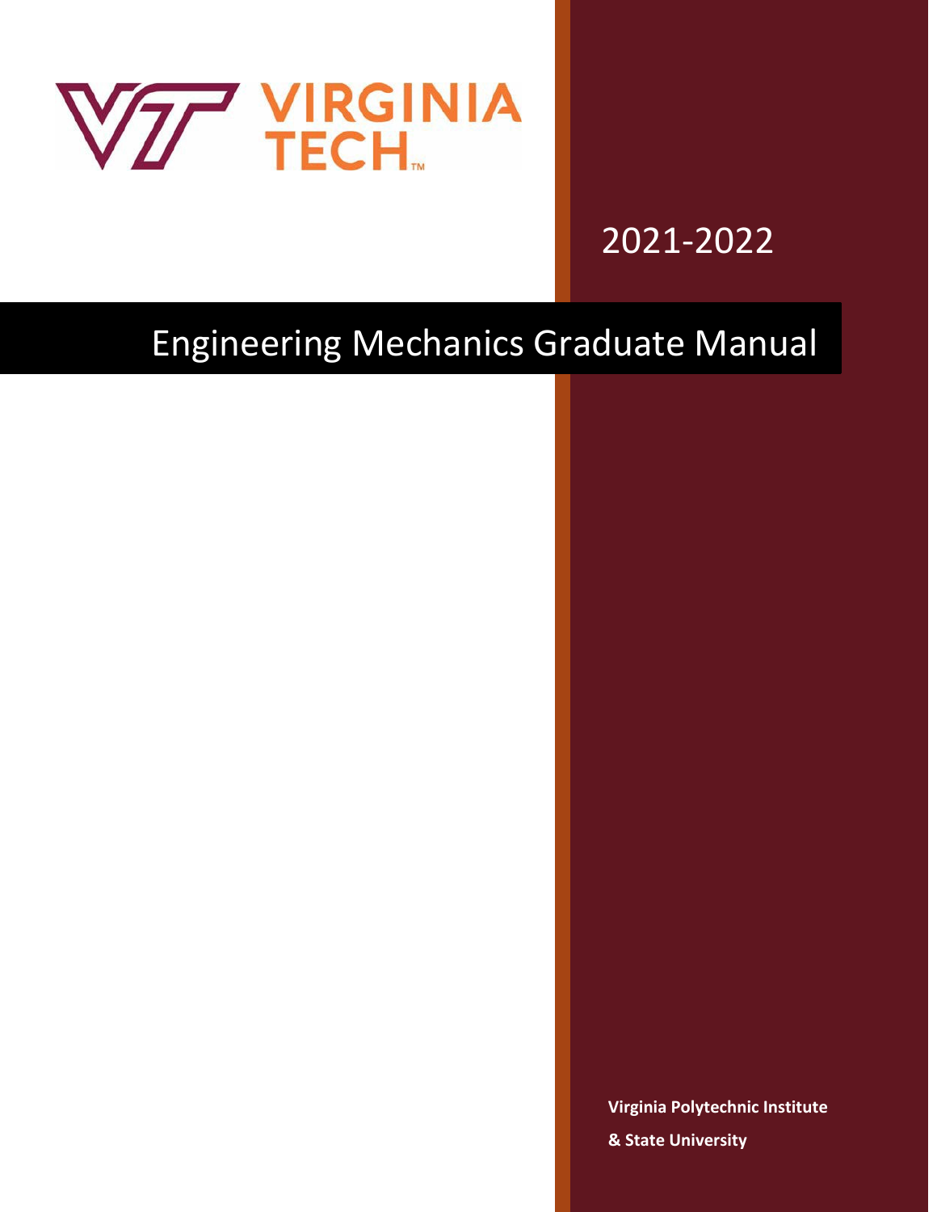VIRGINIA TECH

2021-2022

# Engineering Mechanics Graduate Manual

**Virginia Polytechnic Institute & State University**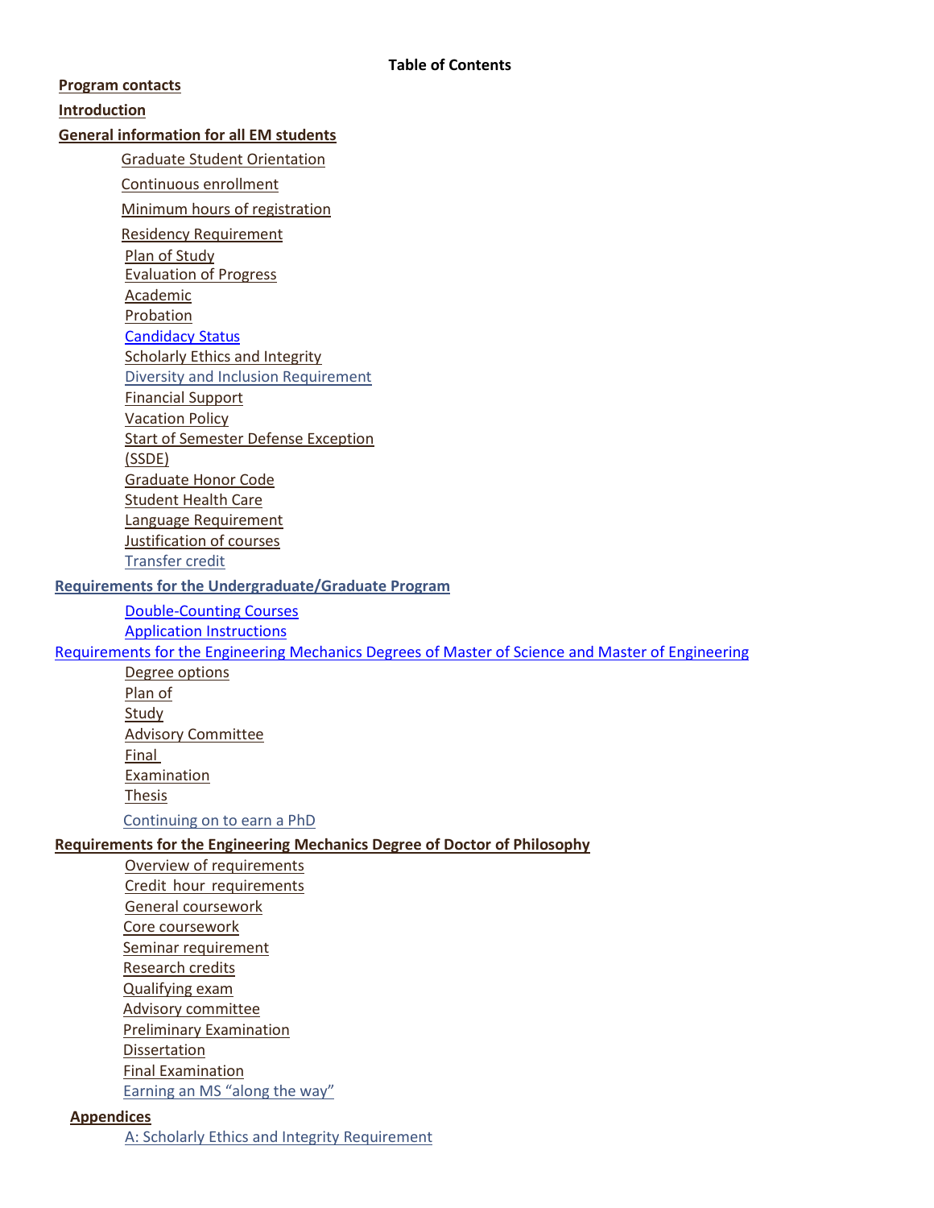**Table of Contents**

**Program contacts**

**Introduction**

**General information for all EM students**

- Graduate Student Orientation
- Continuous enrollment
- Minimum hours of registration
- Residency Requirement
- Plan of Study
- Evaluation of Progress
- Academic Probation
- Candidacy Status
- Scholarly Ethics and Integrity
- Diversity and Inclusion Requirement
- Financial Support
- Vacation Policy
- Start of Semester Defense Exception (SSDE)
- Graduate Honor Code
- Student Health Care
- Language Requirement
- Justification of courses
- Transfer credit

**Requirements for the Undergraduate/Graduate Program**

- Double-Counting Courses
- Application Instructions

Requirements for the Engineering Mechanics Degrees of Master of Science and Master of Engineering

- Degree options
- Plan of Study
- Advisory Committee
- Final Examination
- Thesis
- Continuing on to earn a PhD

**Requirements for the Engineering Mechanics Degree of Doctor of Philosophy**

- Overview of requirements
- Credit hour requirements
- General coursework
- Core coursework
- Seminar requirement
- Research credits
- Qualifying exam
- Advisory committee
- Preliminary Examination
- Dissertation
- Final Examination
- Earning an MS “along the way”

**Appendices**

- A: Scholarly Ethics and Integrity Requirement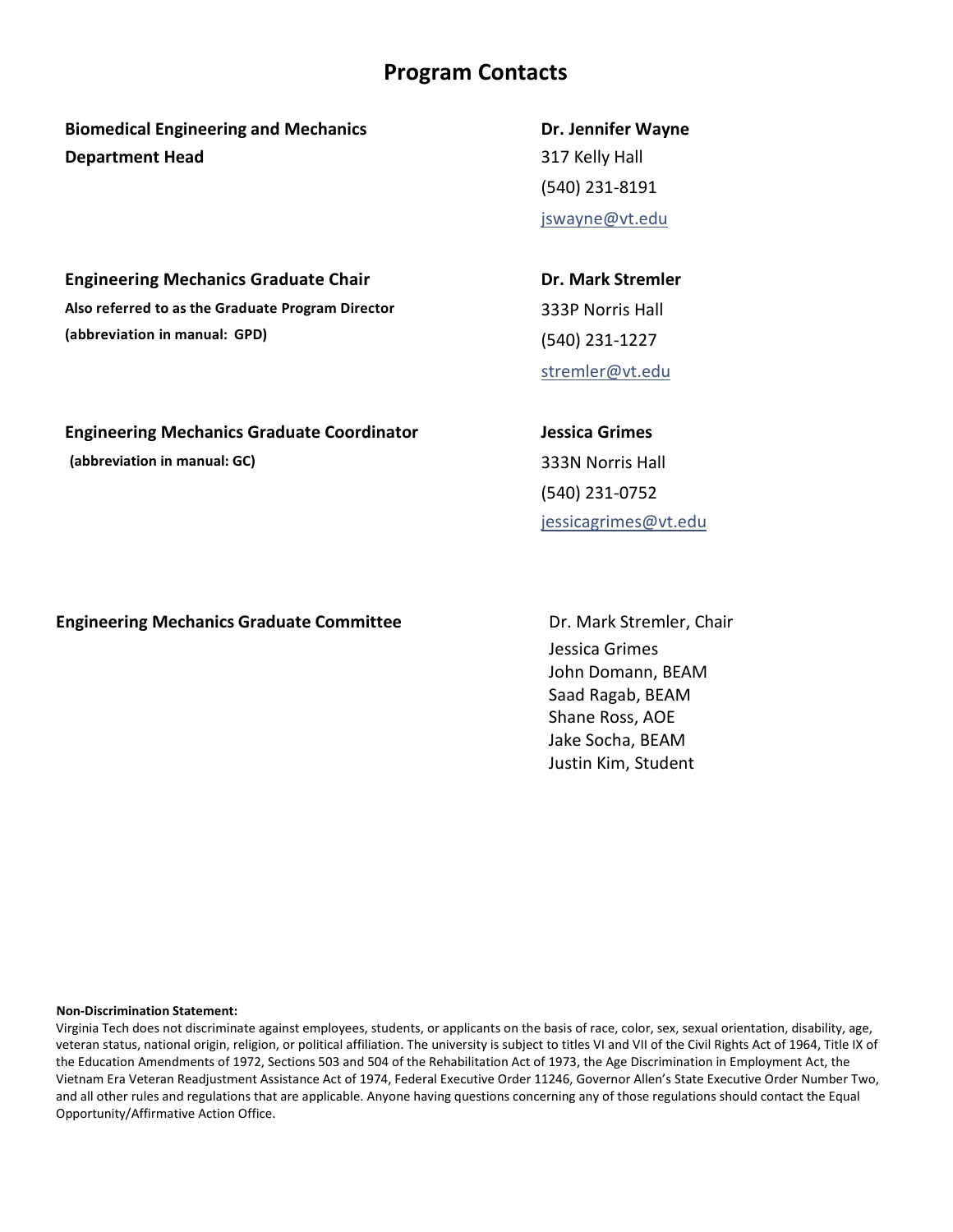# Program Contacts

**Biomedical Engineering and Mechanics Department Head**

**Dr. Jennifer Wayne**
317 Kelly Hall
(540) 231-8191
jswayne@vt.edu

**Engineering Mechanics Graduate Chair**
**Also referred to as the Graduate Program Director**
**(abbreviation in manual: GPD)**

**Dr. Mark Stremler**
333P Norris Hall
(540) 231-1227
stremler@vt.edu

**Engineering Mechanics Graduate Coordinator**
**(abbreviation in manual: GC)**

**Jessica Grimes**
333N Norris Hall
(540) 231-0752
jessicagrimes@vt.edu

**Engineering Mechanics Graduate Committee**

Dr. Mark Stremler, Chair
Jessica Grimes
John Domann, BEAM
Saad Ragab, BEAM
Shane Ross, AOE
Jake Socha, BEAM
Justin Kim, Student

**Non-Discrimination Statement:**
Virginia Tech does not discriminate against employees, students, or applicants on the basis of race, color, sex, sexual orientation, disability, age, veteran status, national origin, religion, or political affiliation. The university is subject to titles VI and VII of the Civil Rights Act of 1964, Title IX of the Education Amendments of 1972, Sections 503 and 504 of the Rehabilitation Act of 1973, the Age Discrimination in Employment Act, the Vietnam Era Veteran Readjustment Assistance Act of 1974, Federal Executive Order 11246, Governor Allen's State Executive Order Number Two, and all other rules and regulations that are applicable. Anyone having questions concerning any of those regulations should contact the Equal Opportunity/Affirmative Action Office.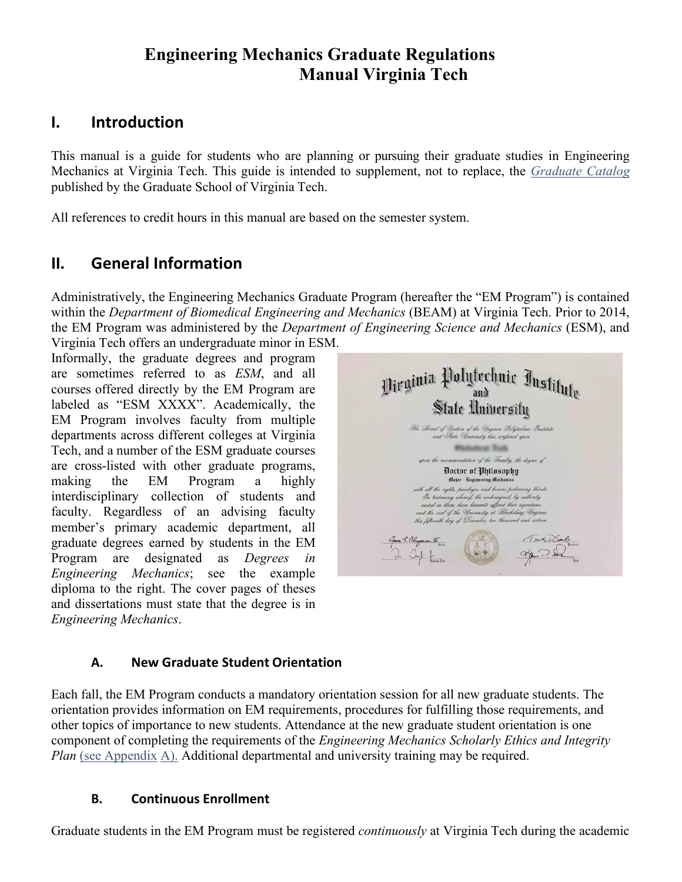# Engineering Mechanics Graduate Regulations Manual Virginia Tech

## I. Introduction

This manual is a guide for students who are planning or pursuing their graduate studies in Engineering Mechanics at Virginia Tech. This guide is intended to supplement, not to replace, the *Graduate Catalog* published by the Graduate School of Virginia Tech.

All references to credit hours in this manual are based on the semester system.

## II. General Information

Administratively, the Engineering Mechanics Graduate Program (hereafter the "EM Program") is contained within the *Department of Biomedical Engineering and Mechanics* (BEAM) at Virginia Tech. Prior to 2014, the EM Program was administered by the *Department of Engineering Science and Mechanics* (ESM), and Virginia Tech offers an undergraduate minor in ESM.

Informally, the graduate degrees and program are sometimes referred to as *ESM*, and all courses offered directly by the EM Program are labeled as "ESM XXXX". Academically, the EM Program involves faculty from multiple departments across different colleges at Virginia Tech, and a number of the ESM graduate courses are cross-listed with other graduate programs, making the EM Program a highly interdisciplinary collection of students and faculty. Regardless of an advising faculty member's primary academic department, all graduate degrees earned by students in the EM Program are designated as *Degrees in Engineering Mechanics*; see the example diploma to the right. The cover pages of theses and dissertations must state that the degree is in *Engineering Mechanics*.

### A. New Graduate Student Orientation

Each fall, the EM Program conducts a mandatory orientation session for all new graduate students. The orientation provides information on EM requirements, procedures for fulfilling those requirements, and other topics of importance to new students. Attendance at the new graduate student orientation is one component of completing the requirements of the *Engineering Mechanics Scholarly Ethics and Integrity Plan* (see Appendix A). Additional departmental and university training may be required.

### B. Continuous Enrollment

Graduate students in the EM Program must be registered *continuously* at Virginia Tech during the academic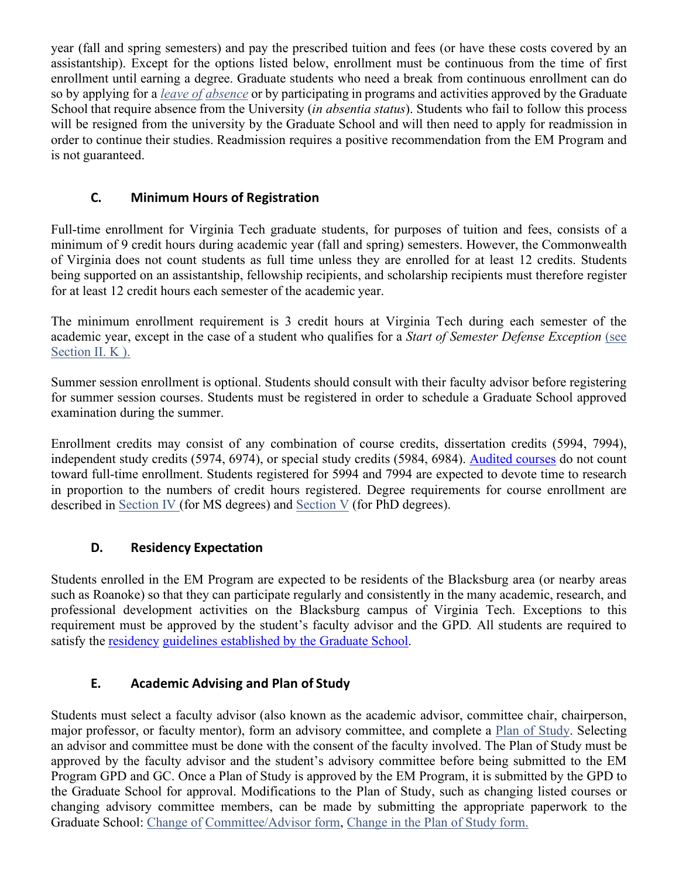year (fall and spring semesters) and pay the prescribed tuition and fees (or have these costs covered by an assistantship). Except for the options listed below, enrollment must be continuous from the time of first enrollment until earning a degree. Graduate students who need a break from continuous enrollment can do so by applying for a *leave of absence* or by participating in programs and activities approved by the Graduate School that require absence from the University (*in absentia status*). Students who fail to follow this process will be resigned from the university by the Graduate School and will then need to apply for readmission in order to continue their studies. Readmission requires a positive recommendation from the EM Program and is not guaranteed.

### C. Minimum Hours of Registration

Full-time enrollment for Virginia Tech graduate students, for purposes of tuition and fees, consists of a minimum of 9 credit hours during academic year (fall and spring) semesters. However, the Commonwealth of Virginia does not count students as full time unless they are enrolled for at least 12 credits. Students being supported on an assistantship, fellowship recipients, and scholarship recipients must therefore register for at least 12 credit hours each semester of the academic year.

The minimum enrollment requirement is 3 credit hours at Virginia Tech during each semester of the academic year, except in the case of a student who qualifies for a *Start of Semester Defense Exception* (see Section II. K ).

Summer session enrollment is optional. Students should consult with their faculty advisor before registering for summer session courses. Students must be registered in order to schedule a Graduate School approved examination during the summer.

Enrollment credits may consist of any combination of course credits, dissertation credits (5994, 7994), independent study credits (5974, 6974), or special study credits (5984, 6984). Audited courses do not count toward full-time enrollment. Students registered for 5994 and 7994 are expected to devote time to research in proportion to the numbers of credit hours registered. Degree requirements for course enrollment are described in Section IV (for MS degrees) and Section V (for PhD degrees).

### D. Residency Expectation

Students enrolled in the EM Program are expected to be residents of the Blacksburg area (or nearby areas such as Roanoke) so that they can participate regularly and consistently in the many academic, research, and professional development activities on the Blacksburg campus of Virginia Tech. Exceptions to this requirement must be approved by the student's faculty advisor and the GPD. All students are required to satisfy the residency guidelines established by the Graduate School.

### E. Academic Advising and Plan of Study

Students must select a faculty advisor (also known as the academic advisor, committee chair, chairperson, major professor, or faculty mentor), form an advisory committee, and complete a Plan of Study. Selecting an advisor and committee must be done with the consent of the faculty involved. The Plan of Study must be approved by the faculty advisor and the student's advisory committee before being submitted to the EM Program GPD and GC. Once a Plan of Study is approved by the EM Program, it is submitted by the GPD to the Graduate School for approval. Modifications to the Plan of Study, such as changing listed courses or changing advisory committee members, can be made by submitting the appropriate paperwork to the Graduate School: Change of Committee/Advisor form, Change in the Plan of Study form.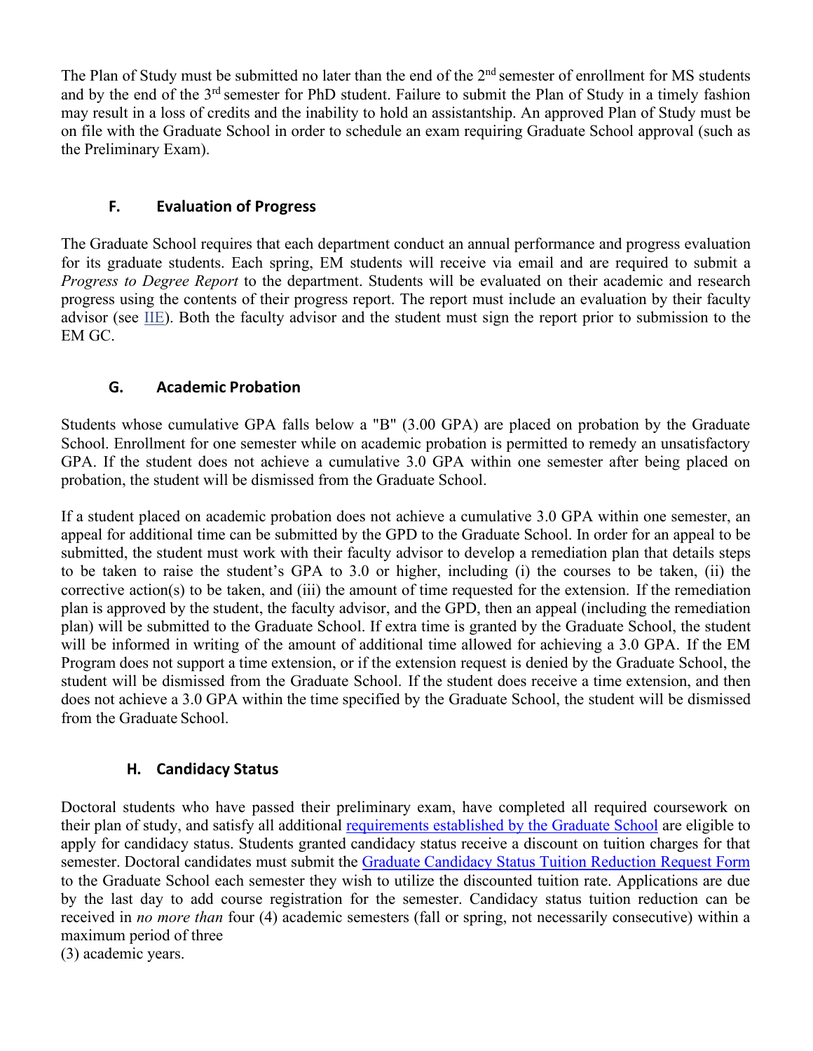The Plan of Study must be submitted no later than the end of the 2nd semester of enrollment for MS students and by the end of the 3rd semester for PhD student. Failure to submit the Plan of Study in a timely fashion may result in a loss of credits and the inability to hold an assistantship. An approved Plan of Study must be on file with the Graduate School in order to schedule an exam requiring Graduate School approval (such as the Preliminary Exam).

### F. Evaluation of Progress

The Graduate School requires that each department conduct an annual performance and progress evaluation for its graduate students. Each spring, EM students will receive via email and are required to submit a *Progress to Degree Report* to the department. Students will be evaluated on their academic and research progress using the contents of their progress report. The report must include an evaluation by their faculty advisor (see IIE). Both the faculty advisor and the student must sign the report prior to submission to the EM GC.

### G. Academic Probation

Students whose cumulative GPA falls below a "B" (3.00 GPA) are placed on probation by the Graduate School. Enrollment for one semester while on academic probation is permitted to remedy an unsatisfactory GPA. If the student does not achieve a cumulative 3.0 GPA within one semester after being placed on probation, the student will be dismissed from the Graduate School.

If a student placed on academic probation does not achieve a cumulative 3.0 GPA within one semester, an appeal for additional time can be submitted by the GPD to the Graduate School. In order for an appeal to be submitted, the student must work with their faculty advisor to develop a remediation plan that details steps to be taken to raise the student's GPA to 3.0 or higher, including (i) the courses to be taken, (ii) the corrective action(s) to be taken, and (iii) the amount of time requested for the extension. If the remediation plan is approved by the student, the faculty advisor, and the GPD, then an appeal (including the remediation plan) will be submitted to the Graduate School. If extra time is granted by the Graduate School, the student will be informed in writing of the amount of additional time allowed for achieving a 3.0 GPA. If the EM Program does not support a time extension, or if the extension request is denied by the Graduate School, the student will be dismissed from the Graduate School. If the student does receive a time extension, and then does not achieve a 3.0 GPA within the time specified by the Graduate School, the student will be dismissed from the Graduate School.

### H. Candidacy Status

Doctoral students who have passed their preliminary exam, have completed all required coursework on their plan of study, and satisfy all additional requirements established by the Graduate School are eligible to apply for candidacy status. Students granted candidacy status receive a discount on tuition charges for that semester. Doctoral candidates must submit the Graduate Candidacy Status Tuition Reduction Request Form to the Graduate School each semester they wish to utilize the discounted tuition rate. Applications are due by the last day to add course registration for the semester. Candidacy status tuition reduction can be received in *no more than* four (4) academic semesters (fall or spring, not necessarily consecutive) within a maximum period of three (3) academic years.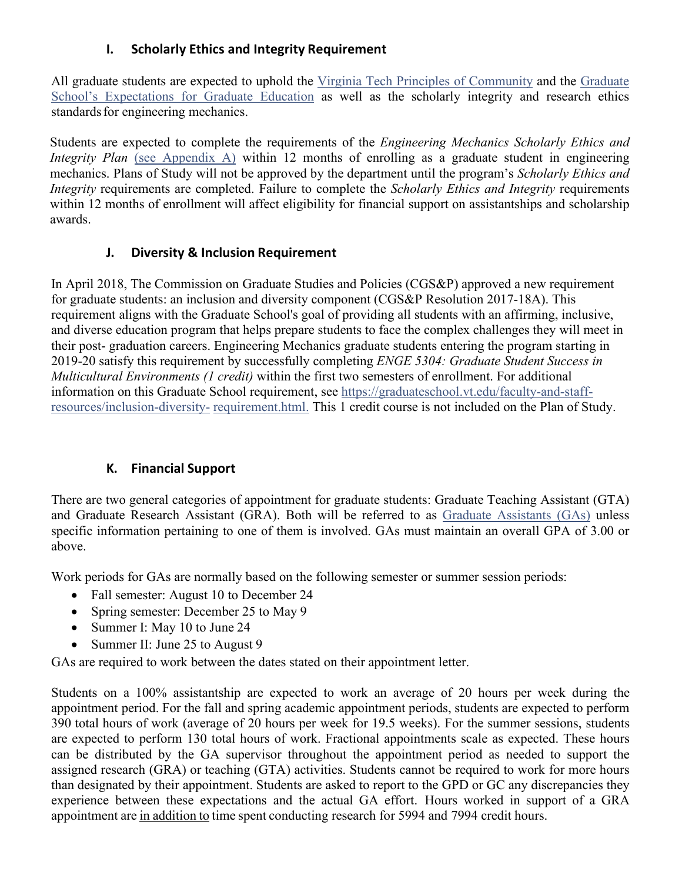### I. Scholarly Ethics and Integrity Requirement

All graduate students are expected to uphold the Virginia Tech Principles of Community and the Graduate School's Expectations for Graduate Education as well as the scholarly integrity and research ethics standards for engineering mechanics.

Students are expected to complete the requirements of the *Engineering Mechanics Scholarly Ethics and Integrity Plan* (see Appendix A) within 12 months of enrolling as a graduate student in engineering mechanics. Plans of Study will not be approved by the department until the program's *Scholarly Ethics and Integrity* requirements are completed. Failure to complete the *Scholarly Ethics and Integrity* requirements within 12 months of enrollment will affect eligibility for financial support on assistantships and scholarship awards.

### J. Diversity & Inclusion Requirement

In April 2018, The Commission on Graduate Studies and Policies (CGS&P) approved a new requirement for graduate students: an inclusion and diversity component (CGS&P Resolution 2017-18A). This requirement aligns with the Graduate School's goal of providing all students with an affirming, inclusive, and diverse education program that helps prepare students to face the complex challenges they will meet in their post- graduation careers. Engineering Mechanics graduate students entering the program starting in 2019-20 satisfy this requirement by successfully completing *ENGE 5304: Graduate Student Success in Multicultural Environments (1 credit)* within the first two semesters of enrollment. For additional information on this Graduate School requirement, see https://graduateschool.vt.edu/faculty-and-staff-resources/inclusion-diversity-requirement.html. This 1 credit course is not included on the Plan of Study.

### K. Financial Support

There are two general categories of appointment for graduate students: Graduate Teaching Assistant (GTA) and Graduate Research Assistant (GRA). Both will be referred to as Graduate Assistants (GAs) unless specific information pertaining to one of them is involved. GAs must maintain an overall GPA of 3.00 or above.

Work periods for GAs are normally based on the following semester or summer session periods:

- Fall semester: August 10 to December 24
- Spring semester: December 25 to May 9
- Summer I: May 10 to June 24
- Summer II: June 25 to August 9

GAs are required to work between the dates stated on their appointment letter.

Students on a 100% assistantship are expected to work an average of 20 hours per week during the appointment period. For the fall and spring academic appointment periods, students are expected to perform 390 total hours of work (average of 20 hours per week for 19.5 weeks). For the summer sessions, students are expected to perform 130 total hours of work. Fractional appointments scale as expected. These hours can be distributed by the GA supervisor throughout the appointment period as needed to support the assigned research (GRA) or teaching (GTA) activities. Students cannot be required to work for more hours than designated by their appointment. Students are asked to report to the GPD or GC any discrepancies they experience between these expectations and the actual GA effort. Hours worked in support of a GRA appointment are in addition to time spent conducting research for 5994 and 7994 credit hours.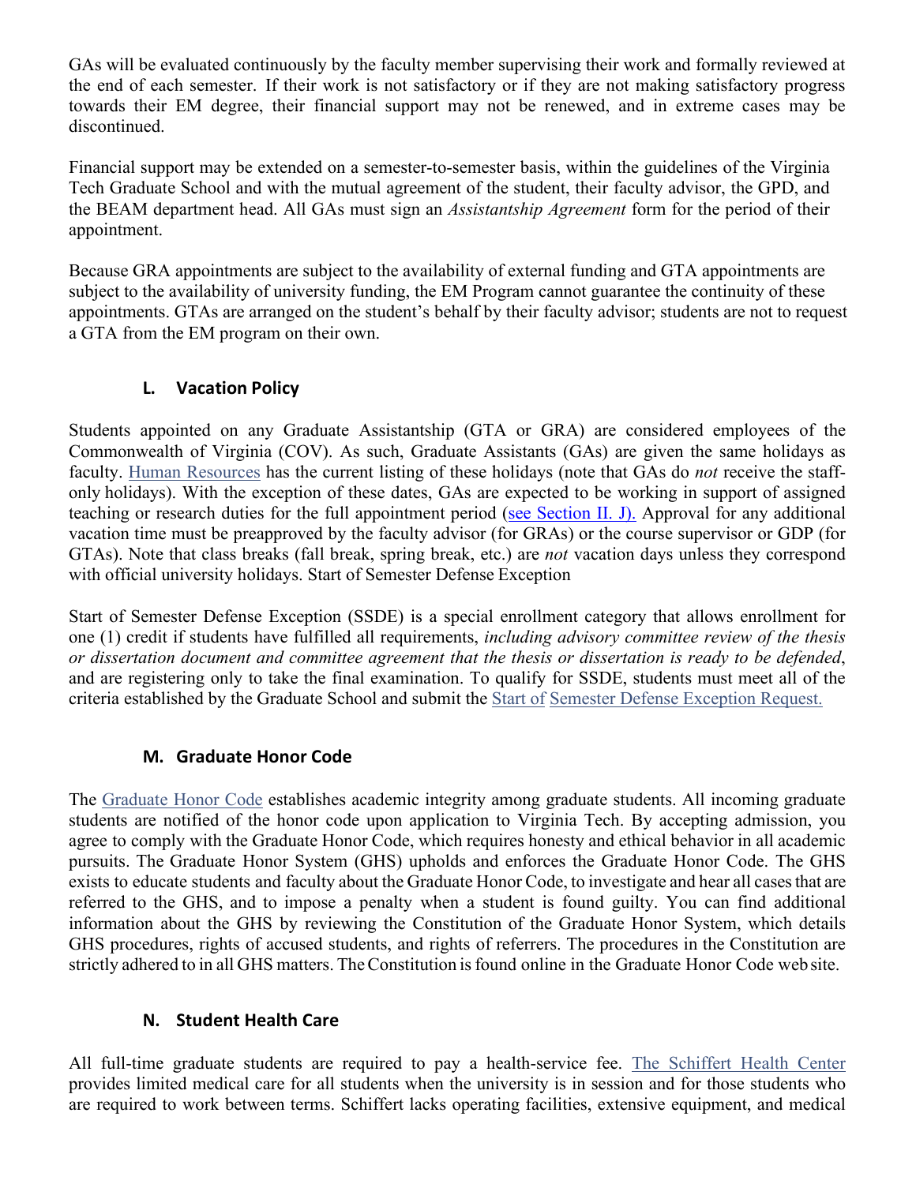GAs will be evaluated continuously by the faculty member supervising their work and formally reviewed at the end of each semester. If their work is not satisfactory or if they are not making satisfactory progress towards their EM degree, their financial support may not be renewed, and in extreme cases may be discontinued.

Financial support may be extended on a semester-to-semester basis, within the guidelines of the Virginia Tech Graduate School and with the mutual agreement of the student, their faculty advisor, the GPD, and the BEAM department head. All GAs must sign an *Assistantship Agreement* form for the period of their appointment.

Because GRA appointments are subject to the availability of external funding and GTA appointments are subject to the availability of university funding, the EM Program cannot guarantee the continuity of these appointments. GTAs are arranged on the student's behalf by their faculty advisor; students are not to request a GTA from the EM program on their own.

### L. Vacation Policy

Students appointed on any Graduate Assistantship (GTA or GRA) are considered employees of the Commonwealth of Virginia (COV). As such, Graduate Assistants (GAs) are given the same holidays as faculty. Human Resources has the current listing of these holidays (note that GAs do *not* receive the staff-only holidays). With the exception of these dates, GAs are expected to be working in support of assigned teaching or research duties for the full appointment period (see Section II. J). Approval for any additional vacation time must be preapproved by the faculty advisor (for GRAs) or the course supervisor or GDP (for GTAs). Note that class breaks (fall break, spring break, etc.) are *not* vacation days unless they correspond with official university holidays. Start of Semester Defense Exception

Start of Semester Defense Exception (SSDE) is a special enrollment category that allows enrollment for one (1) credit if students have fulfilled all requirements, *including advisory committee review of the thesis or dissertation document and committee agreement that the thesis or dissertation is ready to be defended*, and are registering only to take the final examination. To qualify for SSDE, students must meet all of the criteria established by the Graduate School and submit the Start of Semester Defense Exception Request.

### M. Graduate Honor Code

The Graduate Honor Code establishes academic integrity among graduate students. All incoming graduate students are notified of the honor code upon application to Virginia Tech. By accepting admission, you agree to comply with the Graduate Honor Code, which requires honesty and ethical behavior in all academic pursuits. The Graduate Honor System (GHS) upholds and enforces the Graduate Honor Code. The GHS exists to educate students and faculty about the Graduate Honor Code, to investigate and hear all cases that are referred to the GHS, and to impose a penalty when a student is found guilty. You can find additional information about the GHS by reviewing the Constitution of the Graduate Honor System, which details GHS procedures, rights of accused students, and rights of referrers. The procedures in the Constitution are strictly adhered to in all GHS matters. The Constitution is found online in the Graduate Honor Code web site.

### N. Student Health Care

All full-time graduate students are required to pay a health-service fee. The Schiffert Health Center provides limited medical care for all students when the university is in session and for those students who are required to work between terms. Schiffert lacks operating facilities, extensive equipment, and medical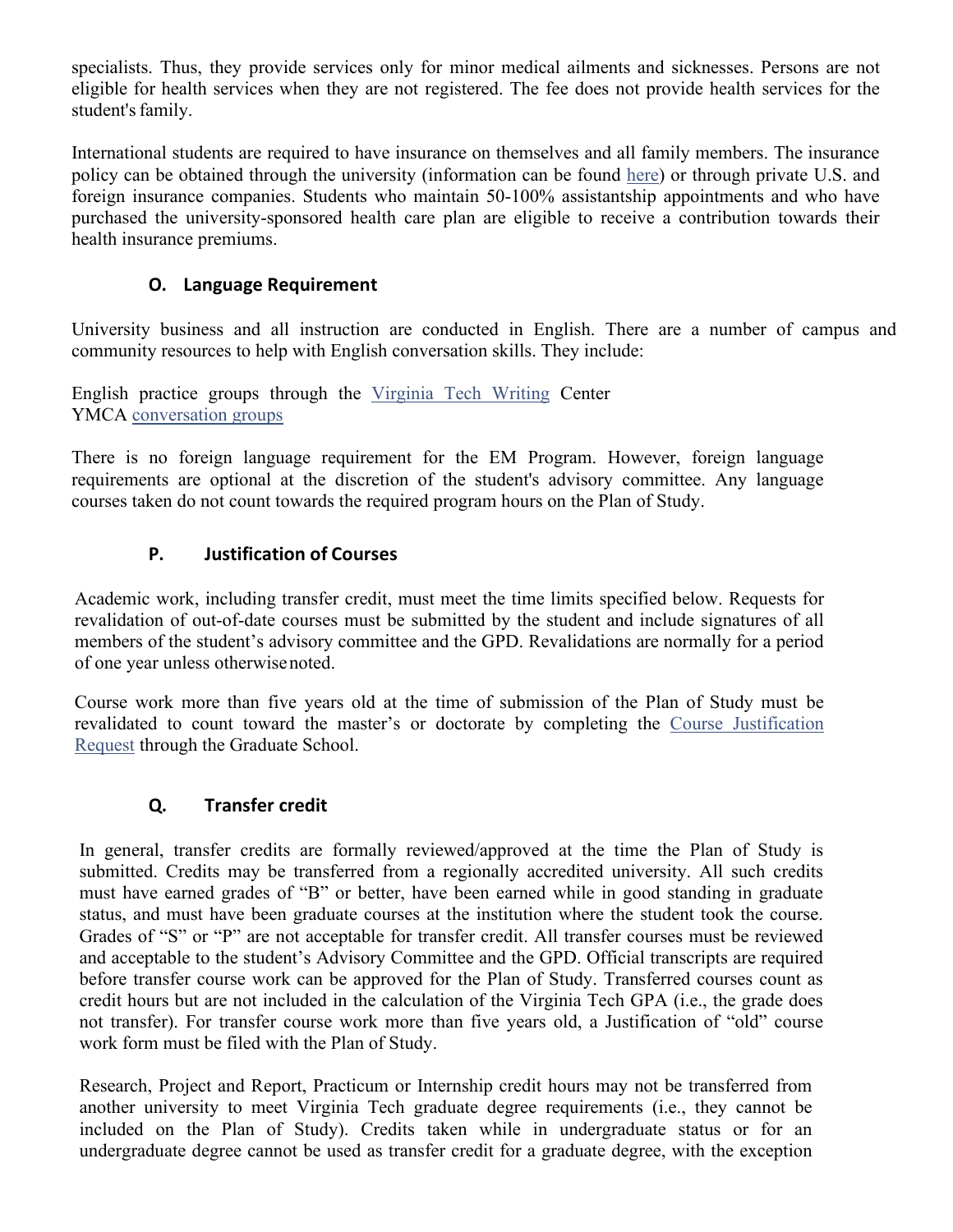specialists. Thus, they provide services only for minor medical ailments and sicknesses. Persons are not eligible for health services when they are not registered. The fee does not provide health services for the student's family.

International students are required to have insurance on themselves and all family members. The insurance policy can be obtained through the university (information can be found here) or through private U.S. and foreign insurance companies. Students who maintain 50-100% assistantship appointments and who have purchased the university-sponsored health care plan are eligible to receive a contribution towards their health insurance premiums.

### O. Language Requirement

University business and all instruction are conducted in English. There are a number of campus and community resources to help with English conversation skills. They include:

English practice groups through the Virginia Tech Writing Center
YMCA conversation groups

There is no foreign language requirement for the EM Program. However, foreign language requirements are optional at the discretion of the student's advisory committee. Any language courses taken do not count towards the required program hours on the Plan of Study.

### P. Justification of Courses

Academic work, including transfer credit, must meet the time limits specified below. Requests for revalidation of out-of-date courses must be submitted by the student and include signatures of all members of the student's advisory committee and the GPD. Revalidations are normally for a period of one year unless otherwise noted.

Course work more than five years old at the time of submission of the Plan of Study must be revalidated to count toward the master's or doctorate by completing the Course Justification Request through the Graduate School.

### Q. Transfer credit

In general, transfer credits are formally reviewed/approved at the time the Plan of Study is submitted. Credits may be transferred from a regionally accredited university. All such credits must have earned grades of "B" or better, have been earned while in good standing in graduate status, and must have been graduate courses at the institution where the student took the course. Grades of "S" or "P" are not acceptable for transfer credit. All transfer courses must be reviewed and acceptable to the student's Advisory Committee and the GPD. Official transcripts are required before transfer course work can be approved for the Plan of Study. Transferred courses count as credit hours but are not included in the calculation of the Virginia Tech GPA (i.e., the grade does not transfer). For transfer course work more than five years old, a Justification of "old" course work form must be filed with the Plan of Study.

Research, Project and Report, Practicum or Internship credit hours may not be transferred from another university to meet Virginia Tech graduate degree requirements (i.e., they cannot be included on the Plan of Study). Credits taken while in undergraduate status or for an undergraduate degree cannot be used as transfer credit for a graduate degree, with the exception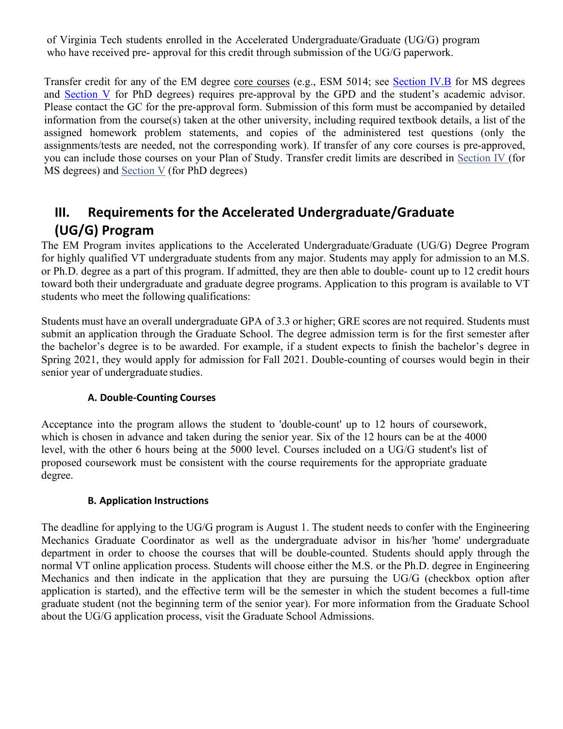of Virginia Tech students enrolled in the Accelerated Undergraduate/Graduate (UG/G) program who have received pre- approval for this credit through submission of the UG/G paperwork.

Transfer credit for any of the EM degree core courses (e.g., ESM 5014; see Section IV.B for MS degrees and Section V for PhD degrees) requires pre-approval by the GPD and the student's academic advisor. Please contact the GC for the pre-approval form. Submission of this form must be accompanied by detailed information from the course(s) taken at the other university, including required textbook details, a list of the assigned homework problem statements, and copies of the administered test questions (only the assignments/tests are needed, not the corresponding work). If transfer of any core courses is pre-approved, you can include those courses on your Plan of Study. Transfer credit limits are described in Section IV (for MS degrees) and Section V (for PhD degrees)

## III. Requirements for the Accelerated Undergraduate/Graduate (UG/G) Program

The EM Program invites applications to the Accelerated Undergraduate/Graduate (UG/G) Degree Program for highly qualified VT undergraduate students from any major. Students may apply for admission to an M.S. or Ph.D. degree as a part of this program. If admitted, they are then able to double- count up to 12 credit hours toward both their undergraduate and graduate degree programs. Application to this program is available to VT students who meet the following qualifications:

Students must have an overall undergraduate GPA of 3.3 or higher; GRE scores are not required. Students must submit an application through the Graduate School. The degree admission term is for the first semester after the bachelor's degree is to be awarded. For example, if a student expects to finish the bachelor's degree in Spring 2021, they would apply for admission for Fall 2021. Double-counting of courses would begin in their senior year of undergraduate studies.

### A. Double-Counting Courses

Acceptance into the program allows the student to 'double-count' up to 12 hours of coursework, which is chosen in advance and taken during the senior year. Six of the 12 hours can be at the 4000 level, with the other 6 hours being at the 5000 level. Courses included on a UG/G student's list of proposed coursework must be consistent with the course requirements for the appropriate graduate degree.

### B. Application Instructions

The deadline for applying to the UG/G program is August 1. The student needs to confer with the Engineering Mechanics Graduate Coordinator as well as the undergraduate advisor in his/her 'home' undergraduate department in order to choose the courses that will be double-counted. Students should apply through the normal VT online application process. Students will choose either the M.S. or the Ph.D. degree in Engineering Mechanics and then indicate in the application that they are pursuing the UG/G (checkbox option after application is started), and the effective term will be the semester in which the student becomes a full-time graduate student (not the beginning term of the senior year). For more information from the Graduate School about the UG/G application process, visit the Graduate School Admissions.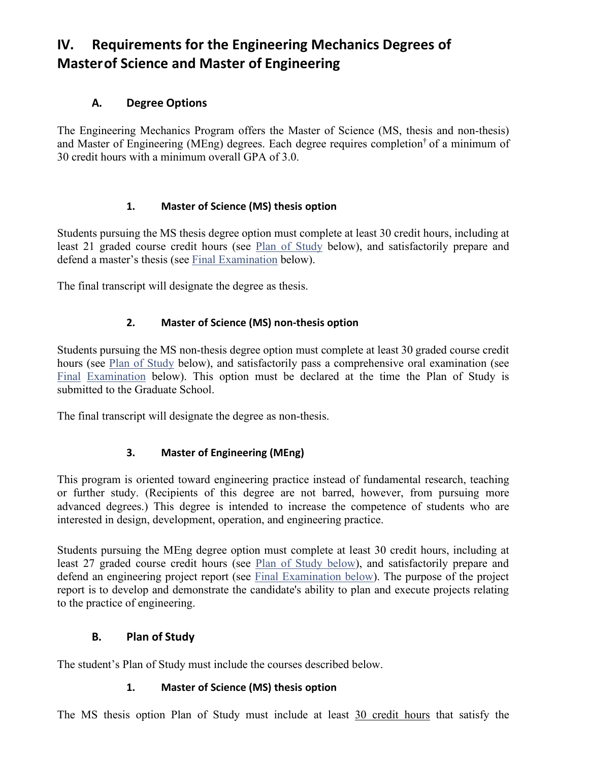# IV. Requirements for the Engineering Mechanics Degrees of Master of Science and Master of Engineering

## A. Degree Options

The Engineering Mechanics Program offers the Master of Science (MS, thesis and non-thesis) and Master of Engineering (MEng) degrees. Each degree requires completion† of a minimum of 30 credit hours with a minimum overall GPA of 3.0.

### 1. Master of Science (MS) thesis option

Students pursuing the MS thesis degree option must complete at least 30 credit hours, including at least 21 graded course credit hours (see Plan of Study below), and satisfactorily prepare and defend a master's thesis (see Final Examination below).

The final transcript will designate the degree as thesis.

### 2. Master of Science (MS) non-thesis option

Students pursuing the MS non-thesis degree option must complete at least 30 graded course credit hours (see Plan of Study below), and satisfactorily pass a comprehensive oral examination (see Final Examination below). This option must be declared at the time the Plan of Study is submitted to the Graduate School.

The final transcript will designate the degree as non-thesis.

### 3. Master of Engineering (MEng)

This program is oriented toward engineering practice instead of fundamental research, teaching or further study. (Recipients of this degree are not barred, however, from pursuing more advanced degrees.) This degree is intended to increase the competence of students who are interested in design, development, operation, and engineering practice.

Students pursuing the MEng degree option must complete at least 30 credit hours, including at least 27 graded course credit hours (see Plan of Study below), and satisfactorily prepare and defend an engineering project report (see Final Examination below). The purpose of the project report is to develop and demonstrate the candidate's ability to plan and execute projects relating to the practice of engineering.

## B. Plan of Study

The student's Plan of Study must include the courses described below.

### 1. Master of Science (MS) thesis option

The MS thesis option Plan of Study must include at least 30 credit hours that satisfy the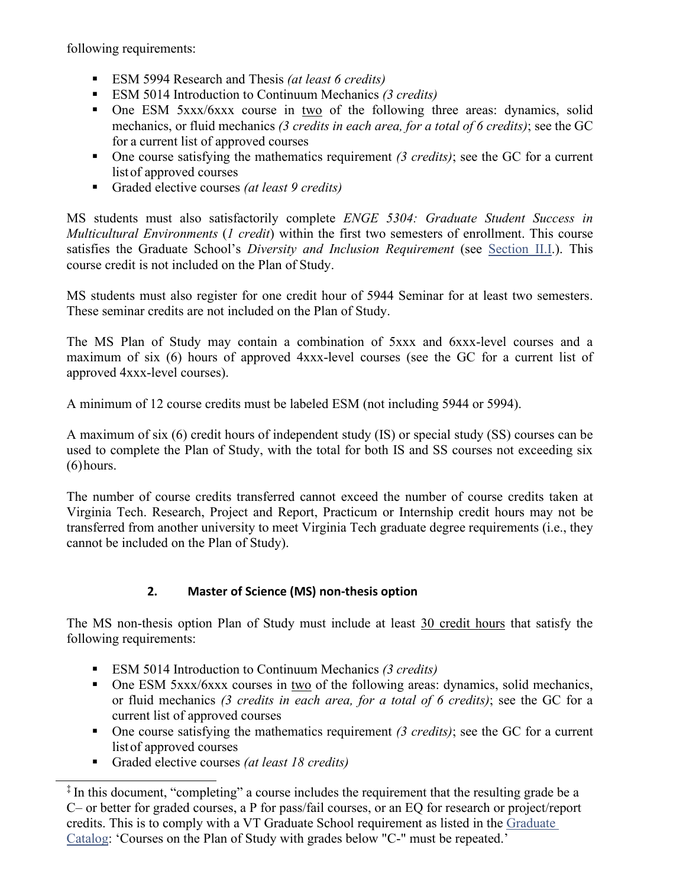following requirements:

- ESM 5994 Research and Thesis *(at least 6 credits)*
- ESM 5014 Introduction to Continuum Mechanics *(3 credits)*
- One ESM 5xxx/6xxx course in two of the following three areas: dynamics, solid mechanics, or fluid mechanics *(3 credits in each area, for a total of 6 credits)*; see the GC for a current list of approved courses
- One course satisfying the mathematics requirement *(3 credits)*; see the GC for a current list of approved courses
- Graded elective courses *(at least 9 credits)*

MS students must also satisfactorily complete *ENGE 5304: Graduate Student Success in Multicultural Environments* (*1 credit*) within the first two semesters of enrollment. This course satisfies the Graduate School's *Diversity and Inclusion Requirement* (see Section II.I.). This course credit is not included on the Plan of Study.

MS students must also register for one credit hour of 5944 Seminar for at least two semesters. These seminar credits are not included on the Plan of Study.

The MS Plan of Study may contain a combination of 5xxx and 6xxx-level courses and a maximum of six (6) hours of approved 4xxx-level courses (see the GC for a current list of approved 4xxx-level courses).

A minimum of 12 course credits must be labeled ESM (not including 5944 or 5994).

A maximum of six (6) credit hours of independent study (IS) or special study (SS) courses can be used to complete the Plan of Study, with the total for both IS and SS courses not exceeding six (6) hours.

The number of course credits transferred cannot exceed the number of course credits taken at Virginia Tech. Research, Project and Report, Practicum or Internship credit hours may not be transferred from another university to meet Virginia Tech graduate degree requirements (i.e., they cannot be included on the Plan of Study).

### 2. Master of Science (MS) non-thesis option

The MS non-thesis option Plan of Study must include at least 30 credit hours that satisfy the following requirements:

- ESM 5014 Introduction to Continuum Mechanics *(3 credits)*
- One ESM 5xxx/6xxx courses in two of the following areas: dynamics, solid mechanics, or fluid mechanics *(3 credits in each area, for a total of 6 credits)*; see the GC for a current list of approved courses
- One course satisfying the mathematics requirement *(3 credits)*; see the GC for a current list of approved courses
- Graded elective courses *(at least 18 credits)*

‡ In this document, "completing" a course includes the requirement that the resulting grade be a C– or better for graded courses, a P for pass/fail courses, or an EQ for research or project/report credits. This is to comply with a VT Graduate School requirement as listed in the Graduate Catalog: 'Courses on the Plan of Study with grades below "C-" must be repeated.'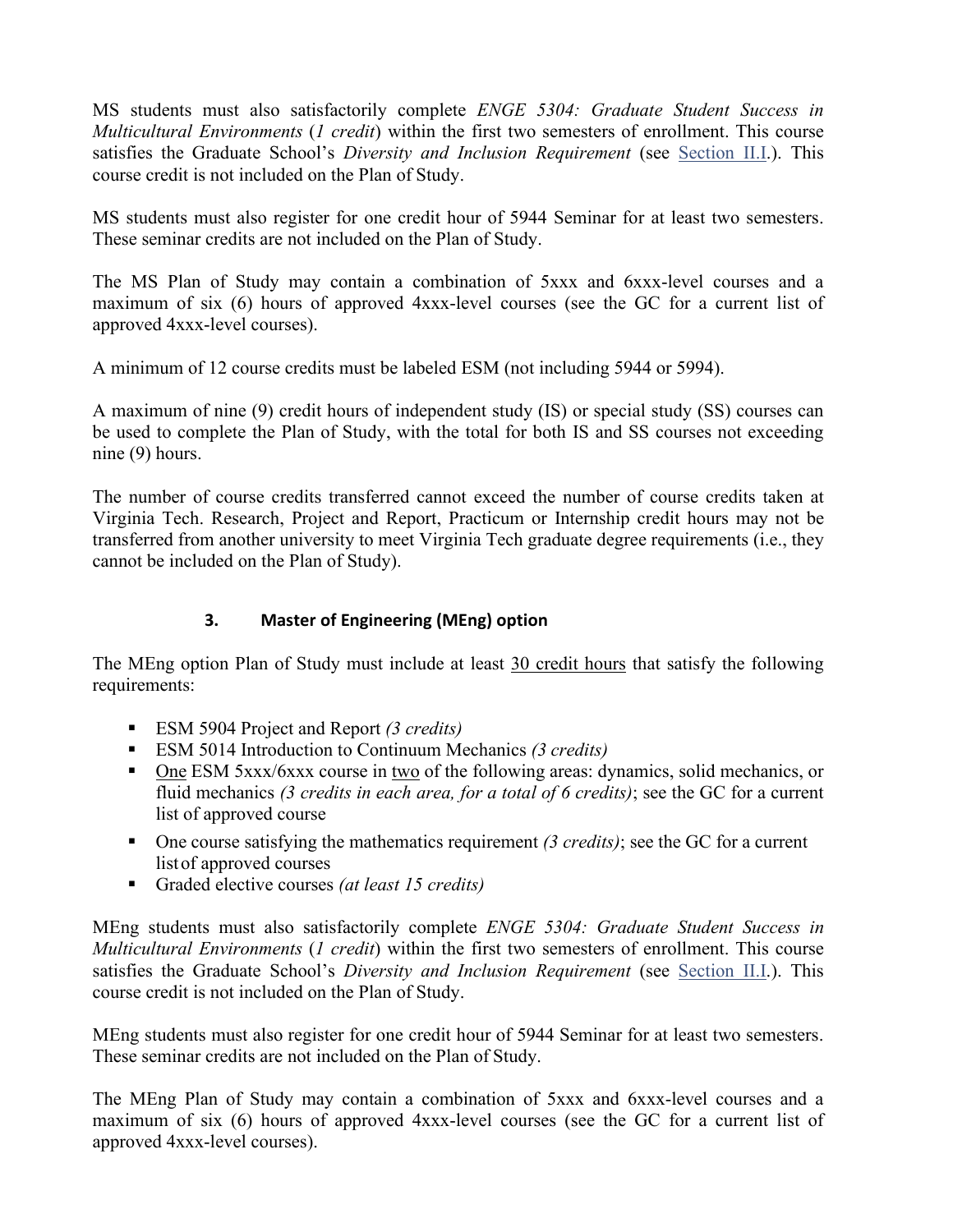MS students must also satisfactorily complete *ENGE 5304: Graduate Student Success in Multicultural Environments* (*1 credit*) within the first two semesters of enrollment. This course satisfies the Graduate School's *Diversity and Inclusion Requirement* (see Section II.I.). This course credit is not included on the Plan of Study.

MS students must also register for one credit hour of 5944 Seminar for at least two semesters. These seminar credits are not included on the Plan of Study.

The MS Plan of Study may contain a combination of 5xxx and 6xxx-level courses and a maximum of six (6) hours of approved 4xxx-level courses (see the GC for a current list of approved 4xxx-level courses).

A minimum of 12 course credits must be labeled ESM (not including 5944 or 5994).

A maximum of nine (9) credit hours of independent study (IS) or special study (SS) courses can be used to complete the Plan of Study, with the total for both IS and SS courses not exceeding nine (9) hours.

The number of course credits transferred cannot exceed the number of course credits taken at Virginia Tech. Research, Project and Report, Practicum or Internship credit hours may not be transferred from another university to meet Virginia Tech graduate degree requirements (i.e., they cannot be included on the Plan of Study).

### 3. Master of Engineering (MEng) option

The MEng option Plan of Study must include at least <u>30 credit hours</u> that satisfy the following requirements:

- ESM 5904 Project and Report *(3 credits)*
- ESM 5014 Introduction to Continuum Mechanics *(3 credits)*
- <u>One</u> ESM 5xxx/6xxx course in <u>two</u> of the following areas: dynamics, solid mechanics, or fluid mechanics *(3 credits in each area, for a total of 6 credits)*; see the GC for a current list of approved course
- One course satisfying the mathematics requirement *(3 credits)*; see the GC for a current list of approved courses
- Graded elective courses *(at least 15 credits)*

MEng students must also satisfactorily complete *ENGE 5304: Graduate Student Success in Multicultural Environments* (*1 credit*) within the first two semesters of enrollment. This course satisfies the Graduate School's *Diversity and Inclusion Requirement* (see Section II.I.). This course credit is not included on the Plan of Study.

MEng students must also register for one credit hour of 5944 Seminar for at least two semesters. These seminar credits are not included on the Plan of Study.

The MEng Plan of Study may contain a combination of 5xxx and 6xxx-level courses and a maximum of six (6) hours of approved 4xxx-level courses (see the GC for a current list of approved 4xxx-level courses).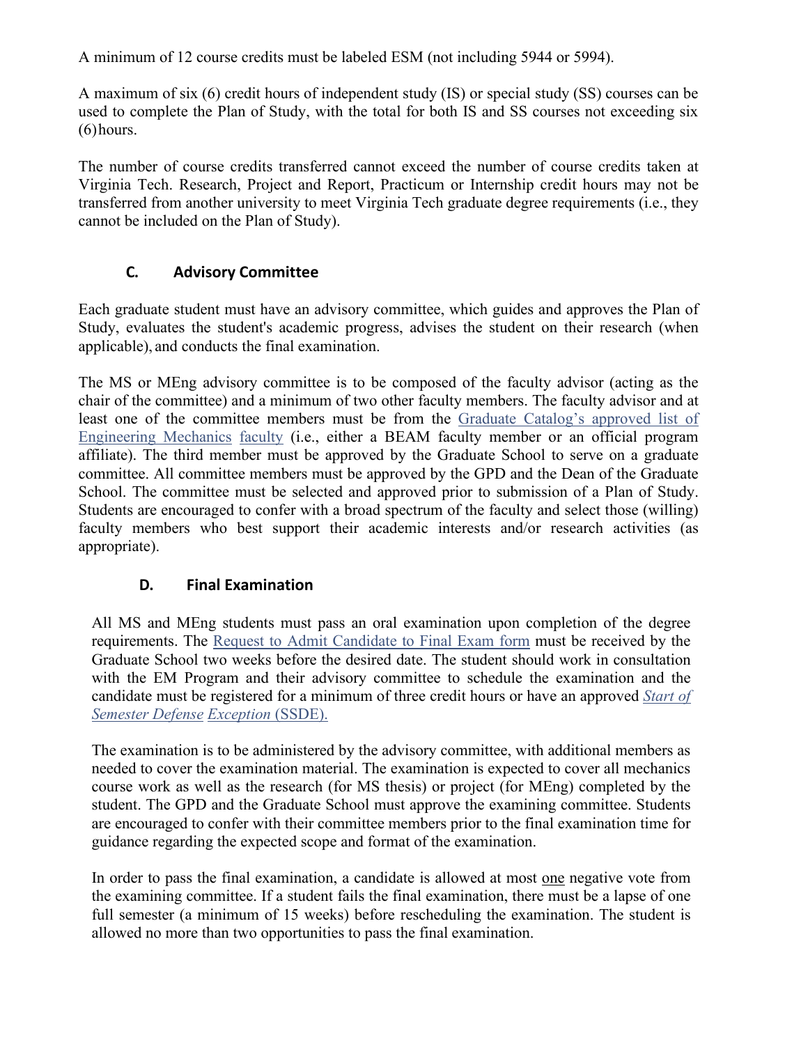A minimum of 12 course credits must be labeled ESM (not including 5944 or 5994).

A maximum of six (6) credit hours of independent study (IS) or special study (SS) courses can be used to complete the Plan of Study, with the total for both IS and SS courses not exceeding six (6) hours.

The number of course credits transferred cannot exceed the number of course credits taken at Virginia Tech. Research, Project and Report, Practicum or Internship credit hours may not be transferred from another university to meet Virginia Tech graduate degree requirements (i.e., they cannot be included on the Plan of Study).

### C. Advisory Committee

Each graduate student must have an advisory committee, which guides and approves the Plan of Study, evaluates the student's academic progress, advises the student on their research (when applicable), and conducts the final examination.

The MS or MEng advisory committee is to be composed of the faculty advisor (acting as the chair of the committee) and a minimum of two other faculty members. The faculty advisor and at least one of the committee members must be from the Graduate Catalog's approved list of Engineering Mechanics faculty (i.e., either a BEAM faculty member or an official program affiliate). The third member must be approved by the Graduate School to serve on a graduate committee. All committee members must be approved by the GPD and the Dean of the Graduate School. The committee must be selected and approved prior to submission of a Plan of Study. Students are encouraged to confer with a broad spectrum of the faculty and select those (willing) faculty members who best support their academic interests and/or research activities (as appropriate).

### D. Final Examination

All MS and MEng students must pass an oral examination upon completion of the degree requirements. The Request to Admit Candidate to Final Exam form must be received by the Graduate School two weeks before the desired date. The student should work in consultation with the EM Program and their advisory committee to schedule the examination and the candidate must be registered for a minimum of three credit hours or have an approved *Start of Semester Defense Exception* (SSDE).

The examination is to be administered by the advisory committee, with additional members as needed to cover the examination material. The examination is expected to cover all mechanics course work as well as the research (for MS thesis) or project (for MEng) completed by the student. The GPD and the Graduate School must approve the examining committee. Students are encouraged to confer with their committee members prior to the final examination time for guidance regarding the expected scope and format of the examination.

In order to pass the final examination, a candidate is allowed at most one negative vote from the examining committee. If a student fails the final examination, there must be a lapse of one full semester (a minimum of 15 weeks) before rescheduling the examination. The student is allowed no more than two opportunities to pass the final examination.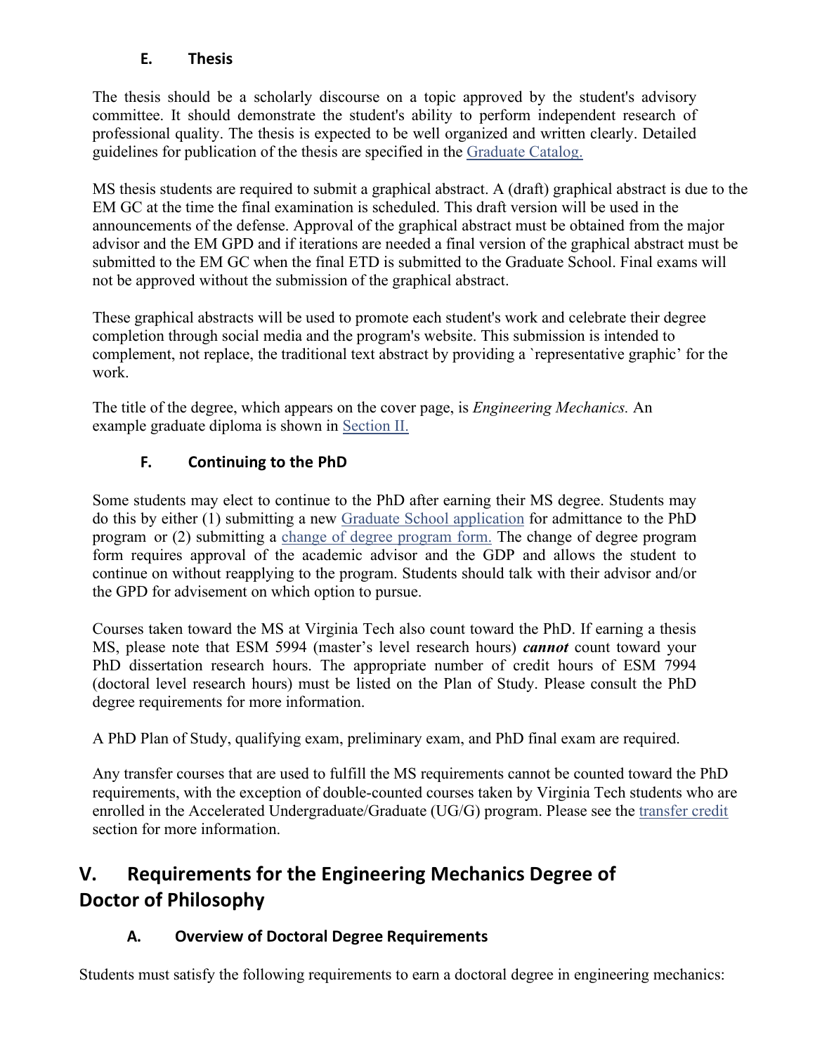### E. Thesis

The thesis should be a scholarly discourse on a topic approved by the student's advisory committee. It should demonstrate the student's ability to perform independent research of professional quality. The thesis is expected to be well organized and written clearly. Detailed guidelines for publication of the thesis are specified in the Graduate Catalog.

MS thesis students are required to submit a graphical abstract. A (draft) graphical abstract is due to the EM GC at the time the final examination is scheduled. This draft version will be used in the announcements of the defense. Approval of the graphical abstract must be obtained from the major advisor and the EM GPD and if iterations are needed a final version of the graphical abstract must be submitted to the EM GC when the final ETD is submitted to the Graduate School. Final exams will not be approved without the submission of the graphical abstract.

These graphical abstracts will be used to promote each student's work and celebrate their degree completion through social media and the program's website. This submission is intended to complement, not replace, the traditional text abstract by providing a `representative graphic' for the work.

The title of the degree, which appears on the cover page, is *Engineering Mechanics.* An example graduate diploma is shown in Section II.

### F. Continuing to the PhD

Some students may elect to continue to the PhD after earning their MS degree. Students may do this by either (1) submitting a new Graduate School application for admittance to the PhD program or (2) submitting a change of degree program form. The change of degree program form requires approval of the academic advisor and the GDP and allows the student to continue on without reapplying to the program. Students should talk with their advisor and/or the GPD for advisement on which option to pursue.

Courses taken toward the MS at Virginia Tech also count toward the PhD. If earning a thesis MS, please note that ESM 5994 (master's level research hours) ***cannot*** count toward your PhD dissertation research hours. The appropriate number of credit hours of ESM 7994 (doctoral level research hours) must be listed on the Plan of Study. Please consult the PhD degree requirements for more information.

A PhD Plan of Study, qualifying exam, preliminary exam, and PhD final exam are required.

Any transfer courses that are used to fulfill the MS requirements cannot be counted toward the PhD requirements, with the exception of double-counted courses taken by Virginia Tech students who are enrolled in the Accelerated Undergraduate/Graduate (UG/G) program. Please see the transfer credit section for more information.

## V. Requirements for the Engineering Mechanics Degree of Doctor of Philosophy

### A. Overview of Doctoral Degree Requirements

Students must satisfy the following requirements to earn a doctoral degree in engineering mechanics: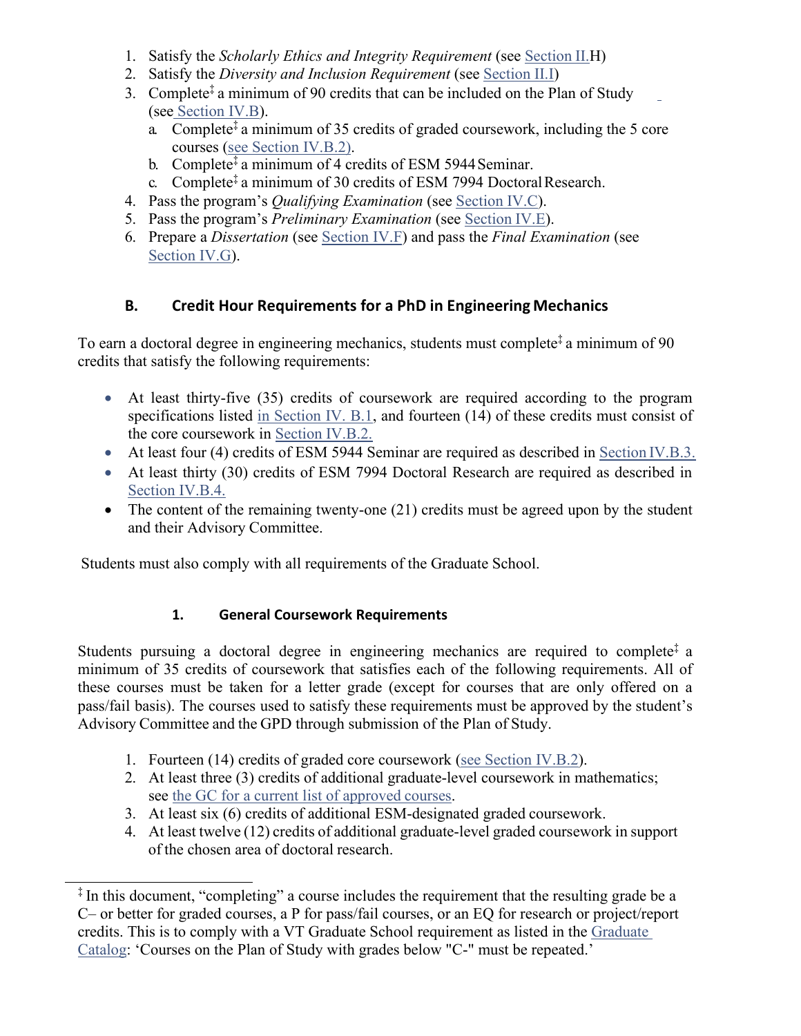1. Satisfy the *Scholarly Ethics and Integrity Requirement* (see Section II.H)
2. Satisfy the *Diversity and Inclusion Requirement* (see Section II.I)
3. Complete‡ a minimum of 90 credits that can be included on the Plan of Study (see Section IV.B).
   a. Complete‡ a minimum of 35 credits of graded coursework, including the 5 core courses (see Section IV.B.2).
   b. Complete‡ a minimum of 4 credits of ESM 5944 Seminar.
   c. Complete‡ a minimum of 30 credits of ESM 7994 Doctoral Research.
4. Pass the program's *Qualifying Examination* (see Section IV.C).
5. Pass the program's *Preliminary Examination* (see Section IV.E).
6. Prepare a *Dissertation* (see Section IV.F) and pass the *Final Examination* (see Section IV.G).

## B. Credit Hour Requirements for a PhD in Engineering Mechanics

To earn a doctoral degree in engineering mechanics, students must complete‡ a minimum of 90 credits that satisfy the following requirements:

- At least thirty-five (35) credits of coursework are required according to the program specifications listed in Section IV. B.1, and fourteen (14) of these credits must consist of the core coursework in Section IV.B.2.
- At least four (4) credits of ESM 5944 Seminar are required as described in Section IV.B.3.
- At least thirty (30) credits of ESM 7994 Doctoral Research are required as described in Section IV.B.4.
- The content of the remaining twenty-one (21) credits must be agreed upon by the student and their Advisory Committee.

Students must also comply with all requirements of the Graduate School.

### 1. General Coursework Requirements

Students pursuing a doctoral degree in engineering mechanics are required to complete‡ a minimum of 35 credits of coursework that satisfies each of the following requirements. All of these courses must be taken for a letter grade (except for courses that are only offered on a pass/fail basis). The courses used to satisfy these requirements must be approved by the student's Advisory Committee and the GPD through submission of the Plan of Study.

1. Fourteen (14) credits of graded core coursework (see Section IV.B.2).
2. At least three (3) credits of additional graduate-level coursework in mathematics; see the GC for a current list of approved courses.
3. At least six (6) credits of additional ESM-designated graded coursework.
4. At least twelve (12) credits of additional graduate-level graded coursework in support of the chosen area of doctoral research.

‡ In this document, "completing" a course includes the requirement that the resulting grade be a C– or better for graded courses, a P for pass/fail courses, or an EQ for research or project/report credits. This is to comply with a VT Graduate School requirement as listed in the Graduate Catalog: 'Courses on the Plan of Study with grades below "C-" must be repeated.'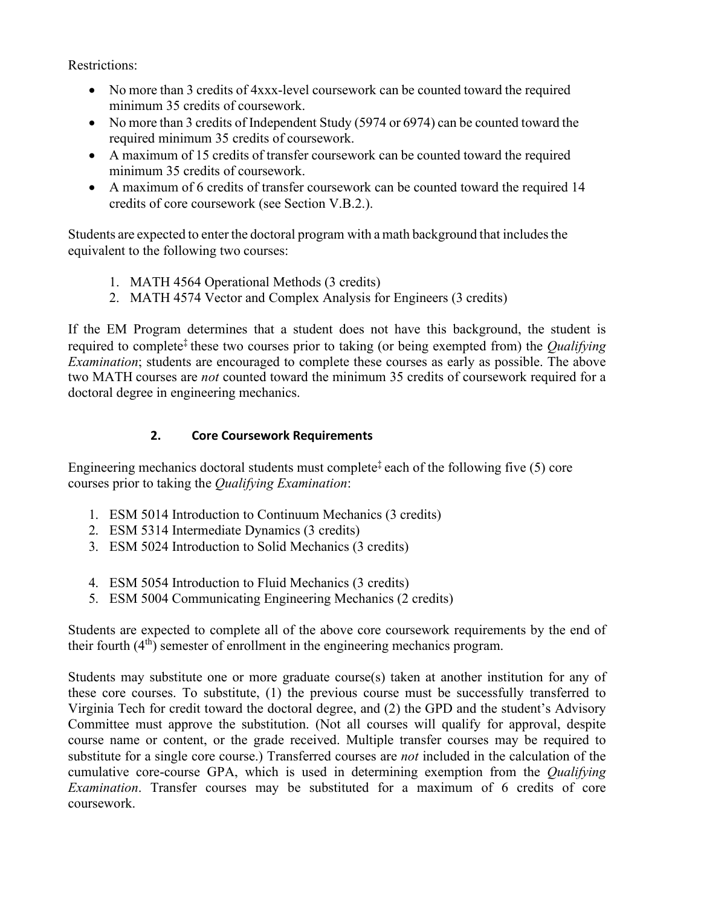Restrictions:

- No more than 3 credits of 4xxx-level coursework can be counted toward the required minimum 35 credits of coursework.
- No more than 3 credits of Independent Study (5974 or 6974) can be counted toward the required minimum 35 credits of coursework.
- A maximum of 15 credits of transfer coursework can be counted toward the required minimum 35 credits of coursework.
- A maximum of 6 credits of transfer coursework can be counted toward the required 14 credits of core coursework (see Section V.B.2.).

Students are expected to enter the doctoral program with a math background that includes the equivalent to the following two courses:

1. MATH 4564 Operational Methods (3 credits)
2. MATH 4574 Vector and Complex Analysis for Engineers (3 credits)

If the EM Program determines that a student does not have this background, the student is required to complete‡ these two courses prior to taking (or being exempted from) the *Qualifying Examination*; students are encouraged to complete these courses as early as possible. The above two MATH courses are *not* counted toward the minimum 35 credits of coursework required for a doctoral degree in engineering mechanics.

### 2. Core Coursework Requirements

Engineering mechanics doctoral students must complete‡ each of the following five (5) core courses prior to taking the *Qualifying Examination*:

1. ESM 5014 Introduction to Continuum Mechanics (3 credits)
2. ESM 5314 Intermediate Dynamics (3 credits)
3. ESM 5024 Introduction to Solid Mechanics (3 credits)
4. ESM 5054 Introduction to Fluid Mechanics (3 credits)
5. ESM 5004 Communicating Engineering Mechanics (2 credits)

Students are expected to complete all of the above core coursework requirements by the end of their fourth (4th) semester of enrollment in the engineering mechanics program.

Students may substitute one or more graduate course(s) taken at another institution for any of these core courses. To substitute, (1) the previous course must be successfully transferred to Virginia Tech for credit toward the doctoral degree, and (2) the GPD and the student's Advisory Committee must approve the substitution. (Not all courses will qualify for approval, despite course name or content, or the grade received. Multiple transfer courses may be required to substitute for a single core course.) Transferred courses are *not* included in the calculation of the cumulative core-course GPA, which is used in determining exemption from the *Qualifying Examination*. Transfer courses may be substituted for a maximum of 6 credits of core coursework.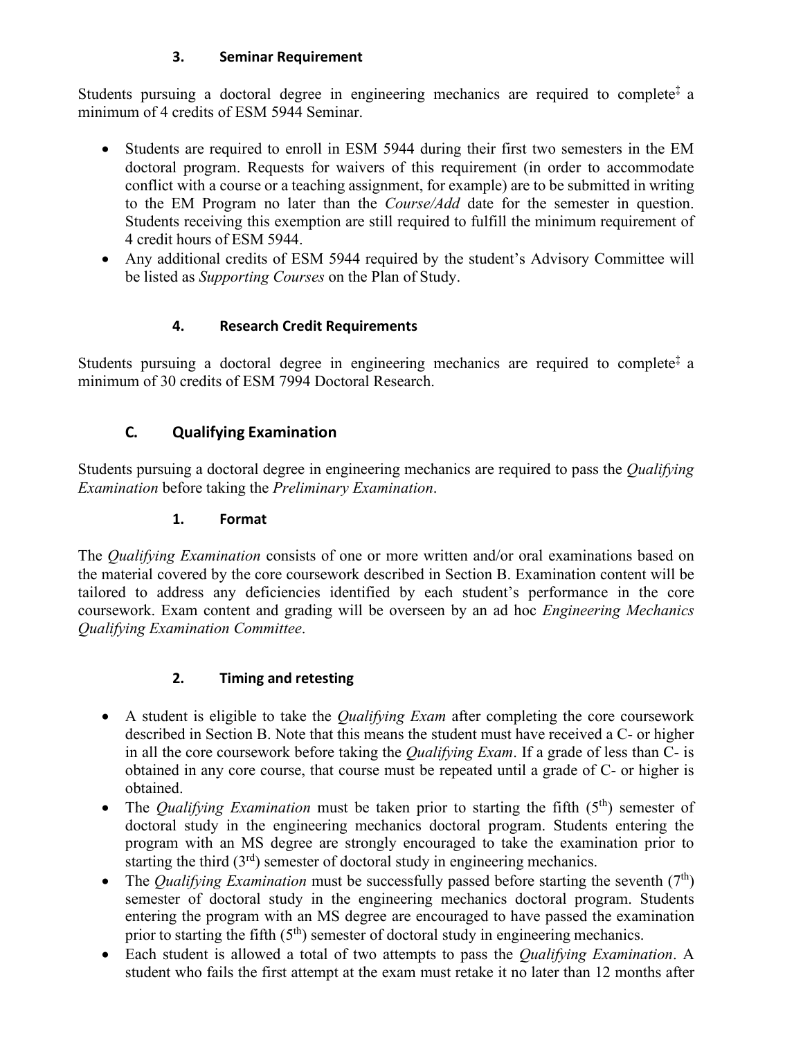### 3. Seminar Requirement

Students pursuing a doctoral degree in engineering mechanics are required to complete‡ a minimum of 4 credits of ESM 5944 Seminar.

- Students are required to enroll in ESM 5944 during their first two semesters in the EM doctoral program. Requests for waivers of this requirement (in order to accommodate conflict with a course or a teaching assignment, for example) are to be submitted in writing to the EM Program no later than the *Course/Add* date for the semester in question. Students receiving this exemption are still required to fulfill the minimum requirement of 4 credit hours of ESM 5944.
- Any additional credits of ESM 5944 required by the student's Advisory Committee will be listed as *Supporting Courses* on the Plan of Study.

### 4. Research Credit Requirements

Students pursuing a doctoral degree in engineering mechanics are required to complete‡ a minimum of 30 credits of ESM 7994 Doctoral Research.

## C. Qualifying Examination

Students pursuing a doctoral degree in engineering mechanics are required to pass the *Qualifying Examination* before taking the *Preliminary Examination*.

### 1. Format

The *Qualifying Examination* consists of one or more written and/or oral examinations based on the material covered by the core coursework described in Section B. Examination content will be tailored to address any deficiencies identified by each student's performance in the core coursework. Exam content and grading will be overseen by an ad hoc *Engineering Mechanics Qualifying Examination Committee*.

### 2. Timing and retesting

- A student is eligible to take the *Qualifying Exam* after completing the core coursework described in Section B. Note that this means the student must have received a C- or higher in all the core coursework before taking the *Qualifying Exam*. If a grade of less than C- is obtained in any core course, that course must be repeated until a grade of C- or higher is obtained.
- The *Qualifying Examination* must be taken prior to starting the fifth (5th) semester of doctoral study in the engineering mechanics doctoral program. Students entering the program with an MS degree are strongly encouraged to take the examination prior to starting the third (3rd) semester of doctoral study in engineering mechanics.
- The *Qualifying Examination* must be successfully passed before starting the seventh (7th) semester of doctoral study in the engineering mechanics doctoral program. Students entering the program with an MS degree are encouraged to have passed the examination prior to starting the fifth (5th) semester of doctoral study in engineering mechanics.
- Each student is allowed a total of two attempts to pass the *Qualifying Examination*. A student who fails the first attempt at the exam must retake it no later than 12 months after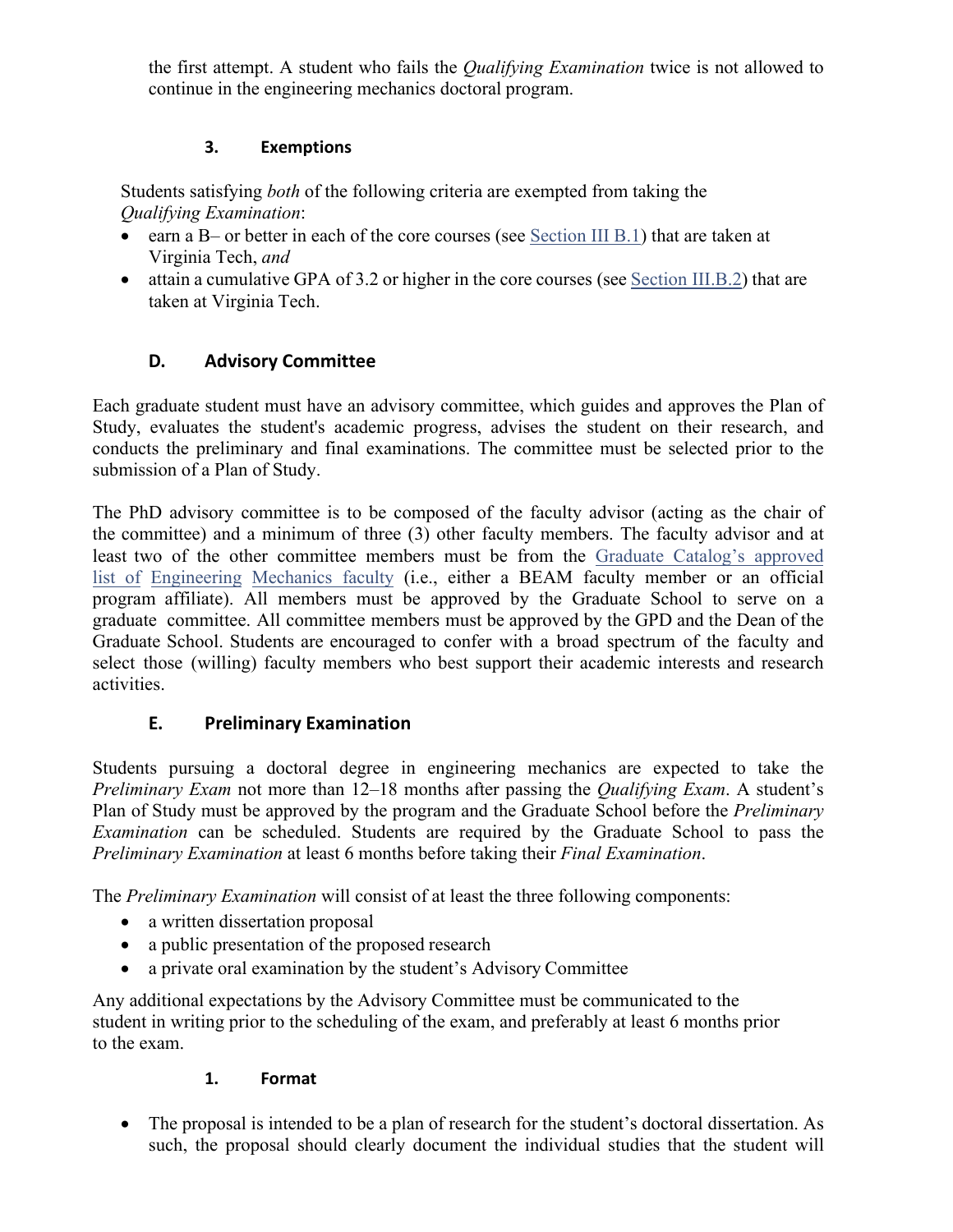the first attempt. A student who fails the *Qualifying Examination* twice is not allowed to continue in the engineering mechanics doctoral program.

#### 3. Exemptions

Students satisfying *both* of the following criteria are exempted from taking the *Qualifying Examination*:

- earn a B– or better in each of the core courses (see Section III B.1) that are taken at Virginia Tech, *and*
- attain a cumulative GPA of 3.2 or higher in the core courses (see Section III.B.2) that are taken at Virginia Tech.

### D. Advisory Committee

Each graduate student must have an advisory committee, which guides and approves the Plan of Study, evaluates the student's academic progress, advises the student on their research, and conducts the preliminary and final examinations. The committee must be selected prior to the submission of a Plan of Study.

The PhD advisory committee is to be composed of the faculty advisor (acting as the chair of the committee) and a minimum of three (3) other faculty members. The faculty advisor and at least two of the other committee members must be from the Graduate Catalog's approved list of Engineering Mechanics faculty (i.e., either a BEAM faculty member or an official program affiliate). All members must be approved by the Graduate School to serve on a graduate committee. All committee members must be approved by the GPD and the Dean of the Graduate School. Students are encouraged to confer with a broad spectrum of the faculty and select those (willing) faculty members who best support their academic interests and research activities.

### E. Preliminary Examination

Students pursuing a doctoral degree in engineering mechanics are expected to take the *Preliminary Exam* not more than 12–18 months after passing the *Qualifying Exam*. A student's Plan of Study must be approved by the program and the Graduate School before the *Preliminary Examination* can be scheduled. Students are required by the Graduate School to pass the *Preliminary Examination* at least 6 months before taking their *Final Examination*.

The *Preliminary Examination* will consist of at least the three following components:

- a written dissertation proposal
- a public presentation of the proposed research
- a private oral examination by the student's Advisory Committee

Any additional expectations by the Advisory Committee must be communicated to the student in writing prior to the scheduling of the exam, and preferably at least 6 months prior to the exam.

#### 1. Format

- The proposal is intended to be a plan of research for the student's doctoral dissertation. As such, the proposal should clearly document the individual studies that the student will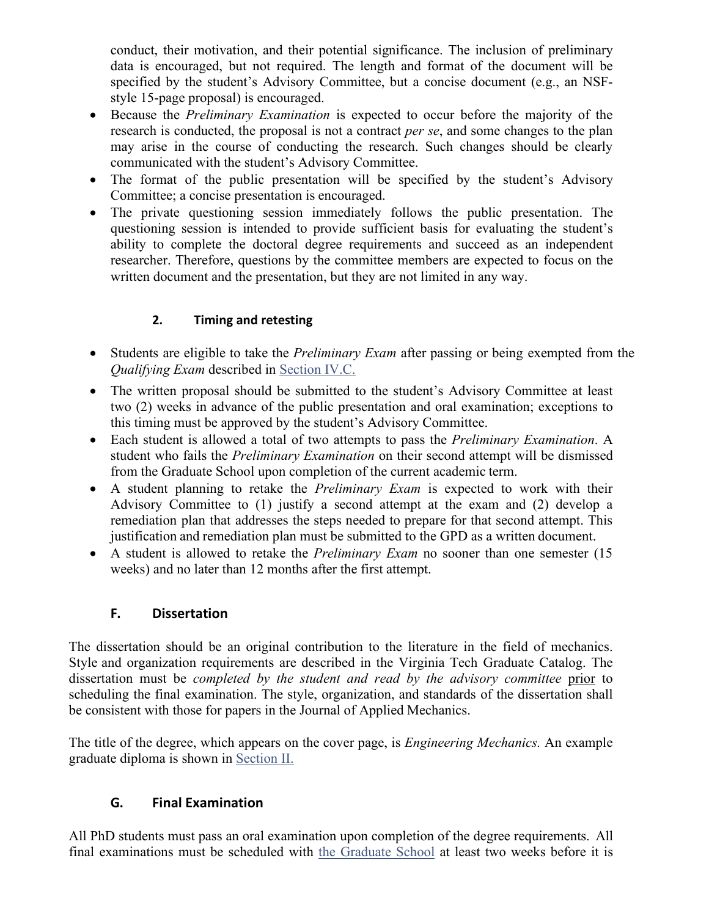conduct, their motivation, and their potential significance. The inclusion of preliminary data is encouraged, but not required. The length and format of the document will be specified by the student's Advisory Committee, but a concise document (e.g., an NSF-style 15-page proposal) is encouraged.

- Because the *Preliminary Examination* is expected to occur before the majority of the research is conducted, the proposal is not a contract *per se*, and some changes to the plan may arise in the course of conducting the research. Such changes should be clearly communicated with the student's Advisory Committee.
- The format of the public presentation will be specified by the student's Advisory Committee; a concise presentation is encouraged.
- The private questioning session immediately follows the public presentation. The questioning session is intended to provide sufficient basis for evaluating the student's ability to complete the doctoral degree requirements and succeed as an independent researcher. Therefore, questions by the committee members are expected to focus on the written document and the presentation, but they are not limited in any way.

#### 2. Timing and retesting

- Students are eligible to take the *Preliminary Exam* after passing or being exempted from the *Qualifying Exam* described in Section IV.C.
- The written proposal should be submitted to the student's Advisory Committee at least two (2) weeks in advance of the public presentation and oral examination; exceptions to this timing must be approved by the student's Advisory Committee.
- Each student is allowed a total of two attempts to pass the *Preliminary Examination*. A student who fails the *Preliminary Examination* on their second attempt will be dismissed from the Graduate School upon completion of the current academic term.
- A student planning to retake the *Preliminary Exam* is expected to work with their Advisory Committee to (1) justify a second attempt at the exam and (2) develop a remediation plan that addresses the steps needed to prepare for that second attempt. This justification and remediation plan must be submitted to the GPD as a written document.
- A student is allowed to retake the *Preliminary Exam* no sooner than one semester (15 weeks) and no later than 12 months after the first attempt.

### F. Dissertation

The dissertation should be an original contribution to the literature in the field of mechanics. Style and organization requirements are described in the Virginia Tech Graduate Catalog. The dissertation must be *completed by the student and read by the advisory committee* prior to scheduling the final examination. The style, organization, and standards of the dissertation shall be consistent with those for papers in the Journal of Applied Mechanics.

The title of the degree, which appears on the cover page, is *Engineering Mechanics.* An example graduate diploma is shown in Section II.

### G. Final Examination

All PhD students must pass an oral examination upon completion of the degree requirements. All final examinations must be scheduled with the Graduate School at least two weeks before it is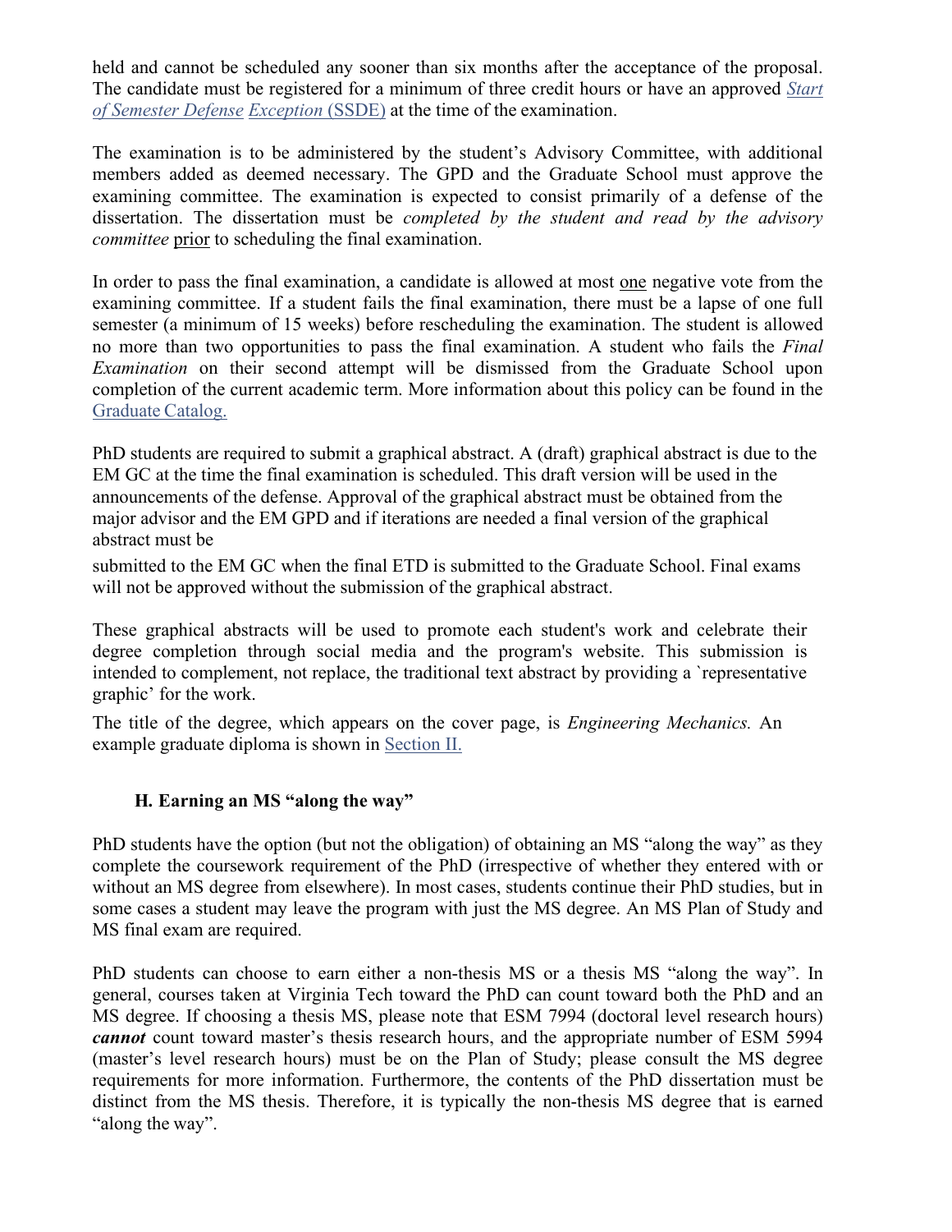held and cannot be scheduled any sooner than six months after the acceptance of the proposal. The candidate must be registered for a minimum of three credit hours or have an approved *Start of Semester Defense Exception* (SSDE) at the time of the examination.

The examination is to be administered by the student's Advisory Committee, with additional members added as deemed necessary. The GPD and the Graduate School must approve the examining committee. The examination is expected to consist primarily of a defense of the dissertation. The dissertation must be *completed by the student and read by the advisory committee* prior to scheduling the final examination.

In order to pass the final examination, a candidate is allowed at most one negative vote from the examining committee. If a student fails the final examination, there must be a lapse of one full semester (a minimum of 15 weeks) before rescheduling the examination. The student is allowed no more than two opportunities to pass the final examination. A student who fails the *Final Examination* on their second attempt will be dismissed from the Graduate School upon completion of the current academic term. More information about this policy can be found in the Graduate Catalog.

PhD students are required to submit a graphical abstract. A (draft) graphical abstract is due to the EM GC at the time the final examination is scheduled. This draft version will be used in the announcements of the defense. Approval of the graphical abstract must be obtained from the major advisor and the EM GPD and if iterations are needed a final version of the graphical abstract must be submitted to the EM GC when the final ETD is submitted to the Graduate School. Final exams will not be approved without the submission of the graphical abstract.

These graphical abstracts will be used to promote each student's work and celebrate their degree completion through social media and the program's website. This submission is intended to complement, not replace, the traditional text abstract by providing a `representative graphic' for the work.

The title of the degree, which appears on the cover page, is *Engineering Mechanics.* An example graduate diploma is shown in Section II.

### H. Earning an MS "along the way"

PhD students have the option (but not the obligation) of obtaining an MS "along the way" as they complete the coursework requirement of the PhD (irrespective of whether they entered with or without an MS degree from elsewhere). In most cases, students continue their PhD studies, but in some cases a student may leave the program with just the MS degree. An MS Plan of Study and MS final exam are required.

PhD students can choose to earn either a non-thesis MS or a thesis MS "along the way". In general, courses taken at Virginia Tech toward the PhD can count toward both the PhD and an MS degree. If choosing a thesis MS, please note that ESM 7994 (doctoral level research hours) ***cannot*** count toward master's thesis research hours, and the appropriate number of ESM 5994 (master's level research hours) must be on the Plan of Study; please consult the MS degree requirements for more information. Furthermore, the contents of the PhD dissertation must be distinct from the MS thesis. Therefore, it is typically the non-thesis MS degree that is earned "along the way".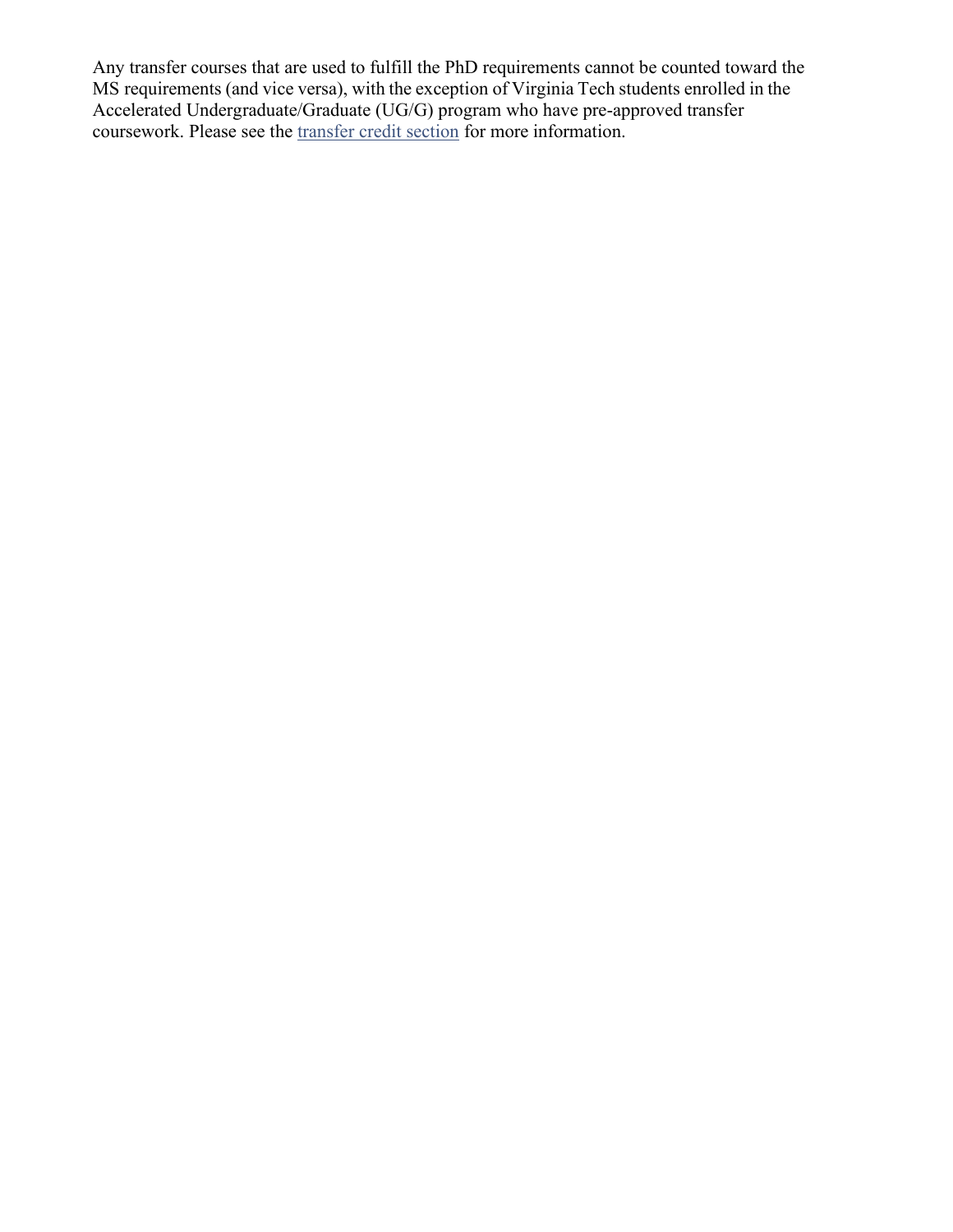Any transfer courses that are used to fulfill the PhD requirements cannot be counted toward the MS requirements (and vice versa), with the exception of Virginia Tech students enrolled in the Accelerated Undergraduate/Graduate (UG/G) program who have pre-approved transfer coursework. Please see the transfer credit section for more information.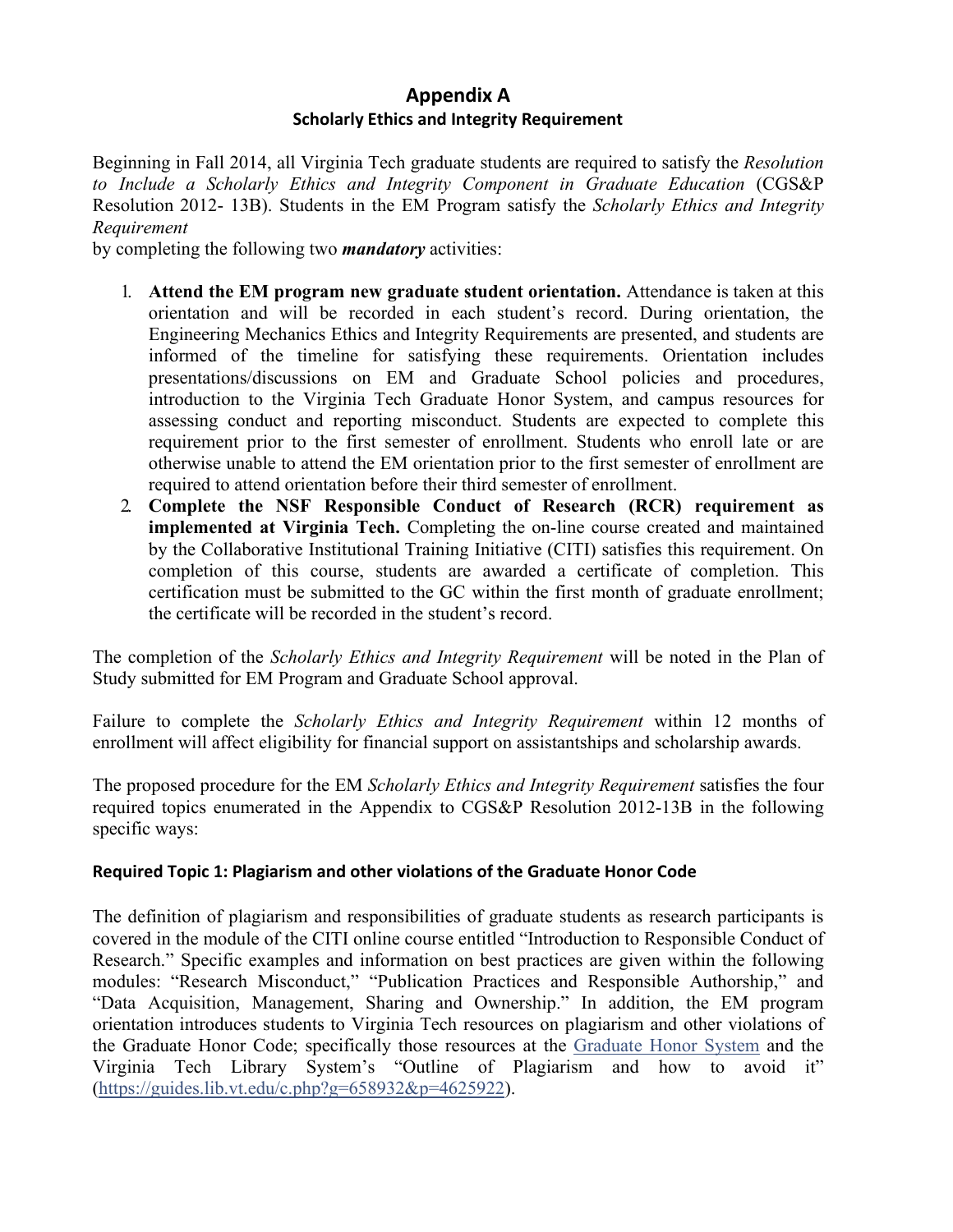# Appendix A

## Scholarly Ethics and Integrity Requirement

Beginning in Fall 2014, all Virginia Tech graduate students are required to satisfy the *Resolution to Include a Scholarly Ethics and Integrity Component in Graduate Education* (CGS&P Resolution 2012- 13B). Students in the EM Program satisfy the *Scholarly Ethics and Integrity Requirement* by completing the following two ***mandatory*** activities:

1. **Attend the EM program new graduate student orientation.** Attendance is taken at this orientation and will be recorded in each student's record. During orientation, the Engineering Mechanics Ethics and Integrity Requirements are presented, and students are informed of the timeline for satisfying these requirements. Orientation includes presentations/discussions on EM and Graduate School policies and procedures, introduction to the Virginia Tech Graduate Honor System, and campus resources for assessing conduct and reporting misconduct. Students are expected to complete this requirement prior to the first semester of enrollment. Students who enroll late or are otherwise unable to attend the EM orientation prior to the first semester of enrollment are required to attend orientation before their third semester of enrollment.
2. **Complete the NSF Responsible Conduct of Research (RCR) requirement as implemented at Virginia Tech.** Completing the on-line course created and maintained by the Collaborative Institutional Training Initiative (CITI) satisfies this requirement. On completion of this course, students are awarded a certificate of completion. This certification must be submitted to the GC within the first month of graduate enrollment; the certificate will be recorded in the student's record.

The completion of the *Scholarly Ethics and Integrity Requirement* will be noted in the Plan of Study submitted for EM Program and Graduate School approval.

Failure to complete the *Scholarly Ethics and Integrity Requirement* within 12 months of enrollment will affect eligibility for financial support on assistantships and scholarship awards.

The proposed procedure for the EM *Scholarly Ethics and Integrity Requirement* satisfies the four required topics enumerated in the Appendix to CGS&P Resolution 2012-13B in the following specific ways:

### Required Topic 1: Plagiarism and other violations of the Graduate Honor Code

The definition of plagiarism and responsibilities of graduate students as research participants is covered in the module of the CITI online course entitled "Introduction to Responsible Conduct of Research." Specific examples and information on best practices are given within the following modules: "Research Misconduct," "Publication Practices and Responsible Authorship," and "Data Acquisition, Management, Sharing and Ownership." In addition, the EM program orientation introduces students to Virginia Tech resources on plagiarism and other violations of the Graduate Honor Code; specifically those resources at the Graduate Honor System and the Virginia Tech Library System's "Outline of Plagiarism and how to avoid it" (https://guides.lib.vt.edu/c.php?g=658932&p=4625922).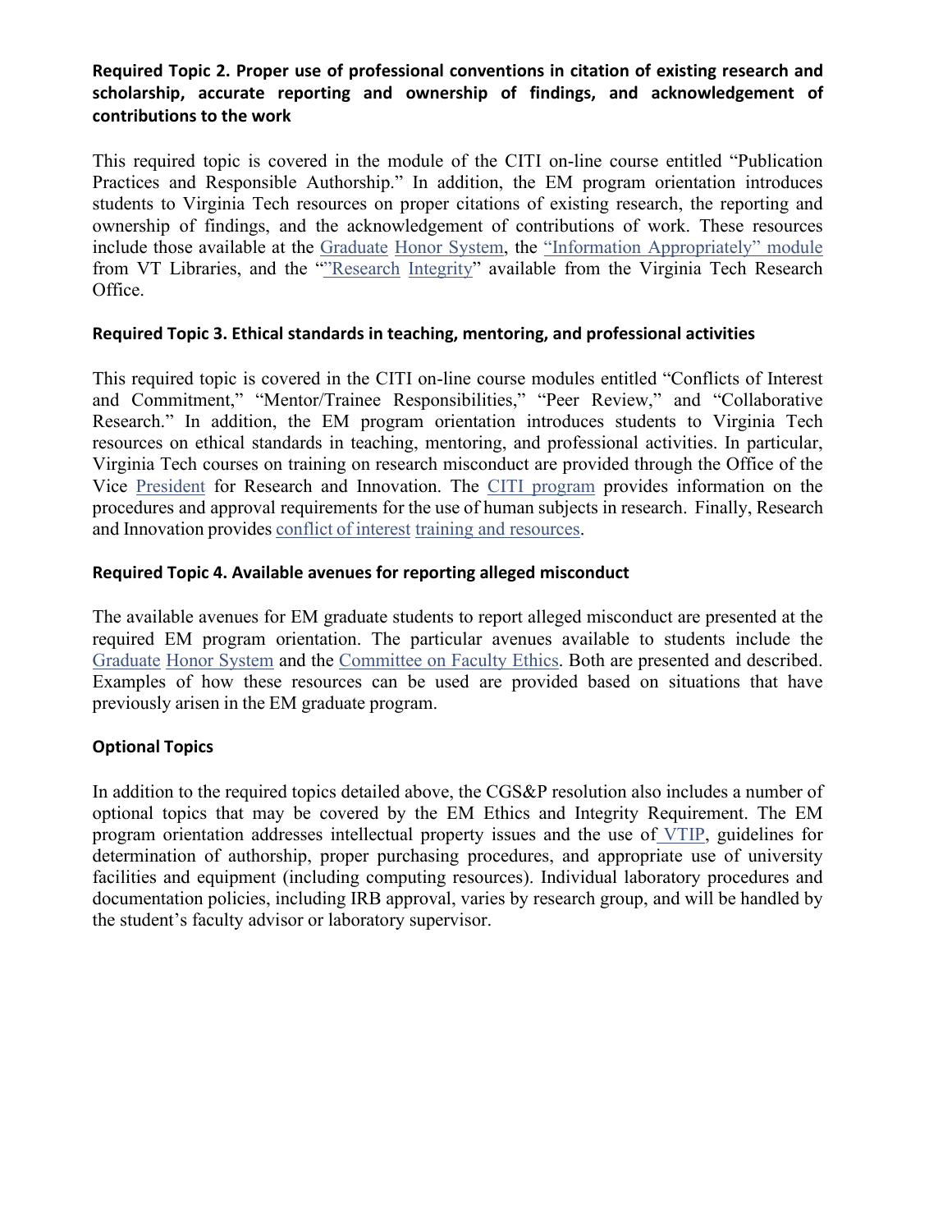**Required Topic 2. Proper use of professional conventions in citation of existing research and scholarship, accurate reporting and ownership of findings, and acknowledgement of contributions to the work**

This required topic is covered in the module of the CITI on-line course entitled "Publication Practices and Responsible Authorship." In addition, the EM program orientation introduces students to Virginia Tech resources on proper citations of existing research, the reporting and ownership of findings, and the acknowledgement of contributions of work. These resources include those available at the Graduate Honor System, the "Information Appropriately" module from VT Libraries, and the ""Research Integrity" available from the Virginia Tech Research Office.

**Required Topic 3. Ethical standards in teaching, mentoring, and professional activities**

This required topic is covered in the CITI on-line course modules entitled "Conflicts of Interest and Commitment," "Mentor/Trainee Responsibilities," "Peer Review," and "Collaborative Research." In addition, the EM program orientation introduces students to Virginia Tech resources on ethical standards in teaching, mentoring, and professional activities. In particular, Virginia Tech courses on training on research misconduct are provided through the Office of the Vice President for Research and Innovation. The CITI program provides information on the procedures and approval requirements for the use of human subjects in research. Finally, Research and Innovation provides conflict of interest training and resources.

**Required Topic 4. Available avenues for reporting alleged misconduct**

The available avenues for EM graduate students to report alleged misconduct are presented at the required EM program orientation. The particular avenues available to students include the Graduate Honor System and the Committee on Faculty Ethics. Both are presented and described. Examples of how these resources can be used are provided based on situations that have previously arisen in the EM graduate program.

**Optional Topics**

In addition to the required topics detailed above, the CGS&P resolution also includes a number of optional topics that may be covered by the EM Ethics and Integrity Requirement. The EM program orientation addresses intellectual property issues and the use of VTIP, guidelines for determination of authorship, proper purchasing procedures, and appropriate use of university facilities and equipment (including computing resources). Individual laboratory procedures and documentation policies, including IRB approval, varies by research group, and will be handled by the student's faculty advisor or laboratory supervisor.